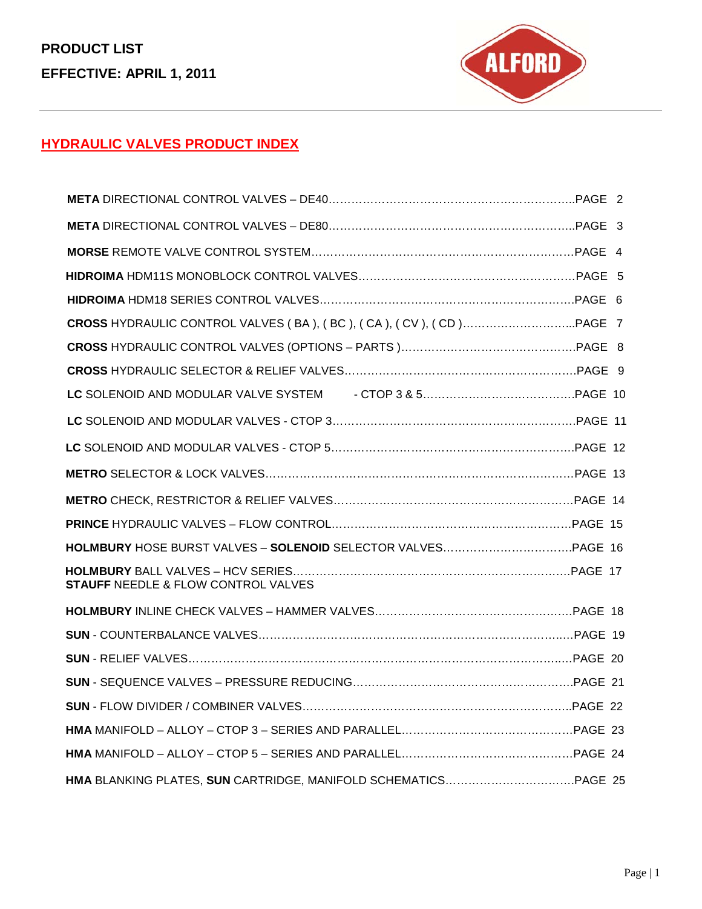**PRODUCT LIST**

**EFFECTIVE: APRIL 1, 2011**

ALFORD

## HYDRAULIC VALVES PRODUCT INDEX

**META** DIRECTIONAL CONTROL VALVES – DE40……………………………………………………..PAGE 2

**META** DIRECTIONAL CONTROL VALVES – DE80……………………………………………………..PAGE 3

**MORSE** REMOTE VALVE CONTROL SYSTEM…………………………………………………………PAGE 4

**HIDROIMA** HDM11S MONOBLOCK CONTROL VALVES……………………………………………….PAGE 5

**HIDROIMA** HDM18 SERIES CONTROL VALVES……………………………………………………….PAGE 6

**CROSS** HYDRAULIC CONTROL VALVES ( BA ), ( BC ), ( CA ), ( CV ), ( CD )………………………...PAGE 7

**CROSS** HYDRAULIC CONTROL VALVES (OPTIONS – PARTS )……………………………………….PAGE 8

**CROSS** HYDRAULIC SELECTOR & RELIEF VALVES……………………………………………………PAGE 9

**LC** SOLENOID AND MODULAR VALVE SYSTEM - CTOP 3 & 5………………………………….PAGE 10

**LC** SOLENOID AND MODULAR VALVES - CTOP 3………………………………………………………PAGE 11

**LC** SOLENOID AND MODULAR VALVES - CTOP 5………………………………………………………PAGE 12

**METRO** SELECTOR & LOCK VALVES…………………………………………………………………….PAGE 13

**METRO** CHECK, RESTRICTOR & RELIEF VALVES……………………………………………………..PAGE 14

**PRINCE** HYDRAULIC VALVES – FLOW CONTROL……………………………………………………..PAGE 15

**HOLMBURY** HOSE BURST VALVES – **SOLENOID** SELECTOR VALVES……………………………..PAGE 16

**HOLMBURY** BALL VALVES – HCV SERIES………………………………………………………………PAGE 17
**STAUFF** NEEDLE & FLOW CONTROL VALVES

**HOLMBURY** INLINE CHECK VALVES – HAMMER VALVES……………………………………………PAGE 18

**SUN** - COUNTERBALANCE VALVES………………………………………………………………………PAGE 19

**SUN** - RELIEF VALVES……………………………………………………………………………………..PAGE 20

**SUN** - SEQUENCE VALVES – PRESSURE REDUCING…………………………………………………PAGE 21

**SUN** - FLOW DIVIDER / COMBINER VALVES……………………………………………………………..PAGE 22

**HMA** MANIFOLD – ALLOY – CTOP 3 – SERIES AND PARALLEL……………………………………….PAGE 23

**HMA** MANIFOLD – ALLOY – CTOP 5 – SERIES AND PARALLEL……………………………………….PAGE 24

**HMA** BLANKING PLATES, **SUN** CARTRIDGE, MANIFOLD SCHEMATICS……………………………PAGE 25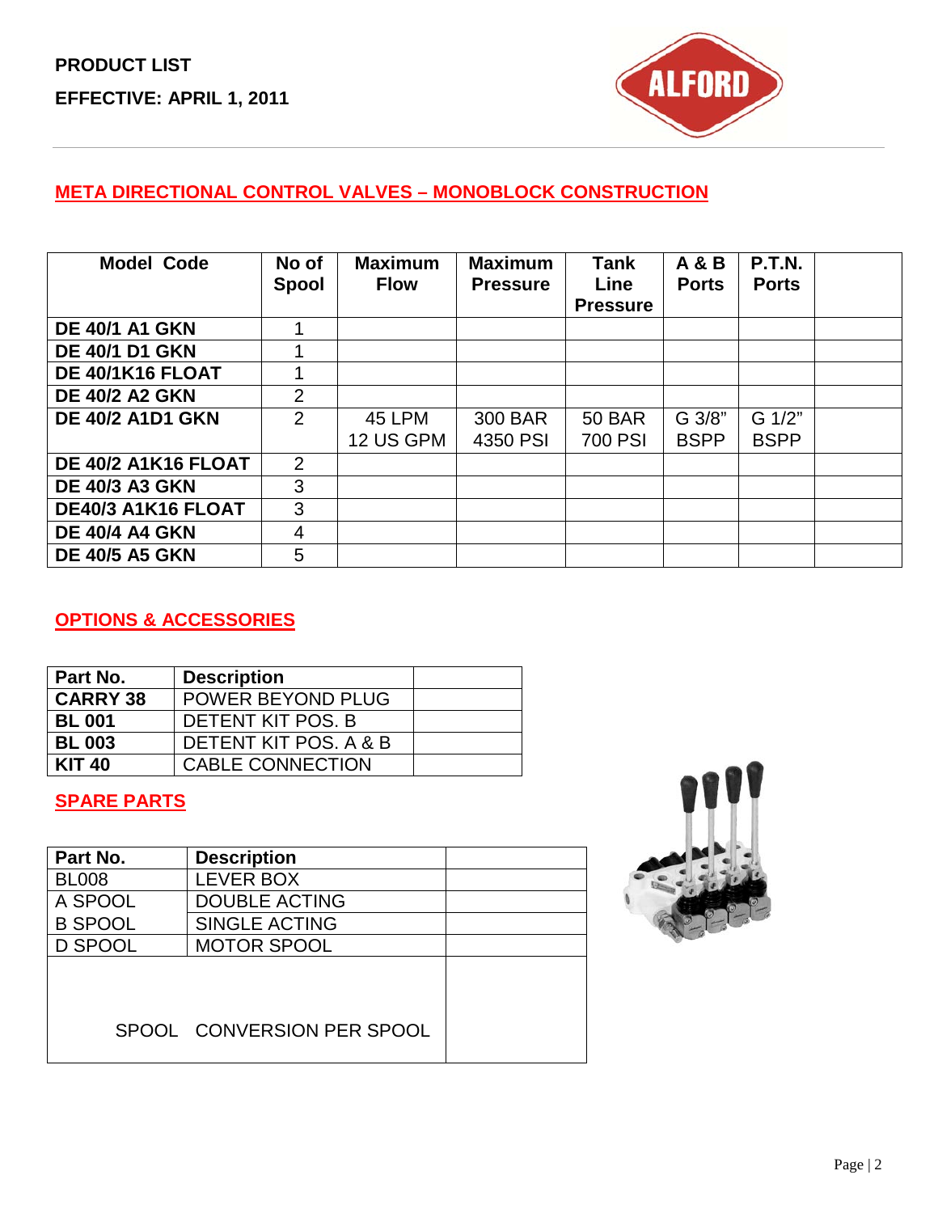**PRODUCT LIST**

**EFFECTIVE: APRIL 1, 2011**

## META DIRECTIONAL CONTROL VALVES – MONOBLOCK CONSTRUCTION

| Model Code | No of Spool | Maximum Flow | Maximum Pressure | Tank Line Pressure | A & B Ports | P.T.N. Ports | |
|---|---|---|---|---|---|---|---|
| **DE 40/1 A1 GKN** | 1 | | | | | | |
| **DE 40/1 D1 GKN** | 1 | | | | | | |
| **DE 40/1K16 FLOAT** | 1 | | | | | | |
| **DE 40/2 A2 GKN** | 2 | | | | | | |
| **DE 40/2 A1D1 GKN** | 2 | 45 LPM 12 US GPM | 300 BAR 4350 PSI | 50 BAR 700 PSI | G 3/8" BSPP | G 1/2" BSPP | |
| **DE 40/2 A1K16 FLOAT** | 2 | | | | | | |
| **DE 40/3 A3 GKN** | 3 | | | | | | |
| **DE40/3 A1K16 FLOAT** | 3 | | | | | | |
| **DE 40/4 A4 GKN** | 4 | | | | | | |
| **DE 40/5 A5 GKN** | 5 | | | | | | |

## OPTIONS & ACCESSORIES

| Part No. | Description | |
|---|---|---|
| **CARRY 38** | POWER BEYOND PLUG | |
| **BL 001** | DETENT KIT POS. B | |
| **BL 003** | DETENT KIT POS. A & B | |
| **KIT 40** | CABLE CONNECTION | |

## SPARE PARTS

| Part No. | Description | |
|---|---|---|
| BL008 | LEVER BOX | |
| A SPOOL | DOUBLE ACTING | |
| B SPOOL | SINGLE ACTING | |
| D SPOOL | MOTOR SPOOL | |
| SPOOL | CONVERSION PER SPOOL | |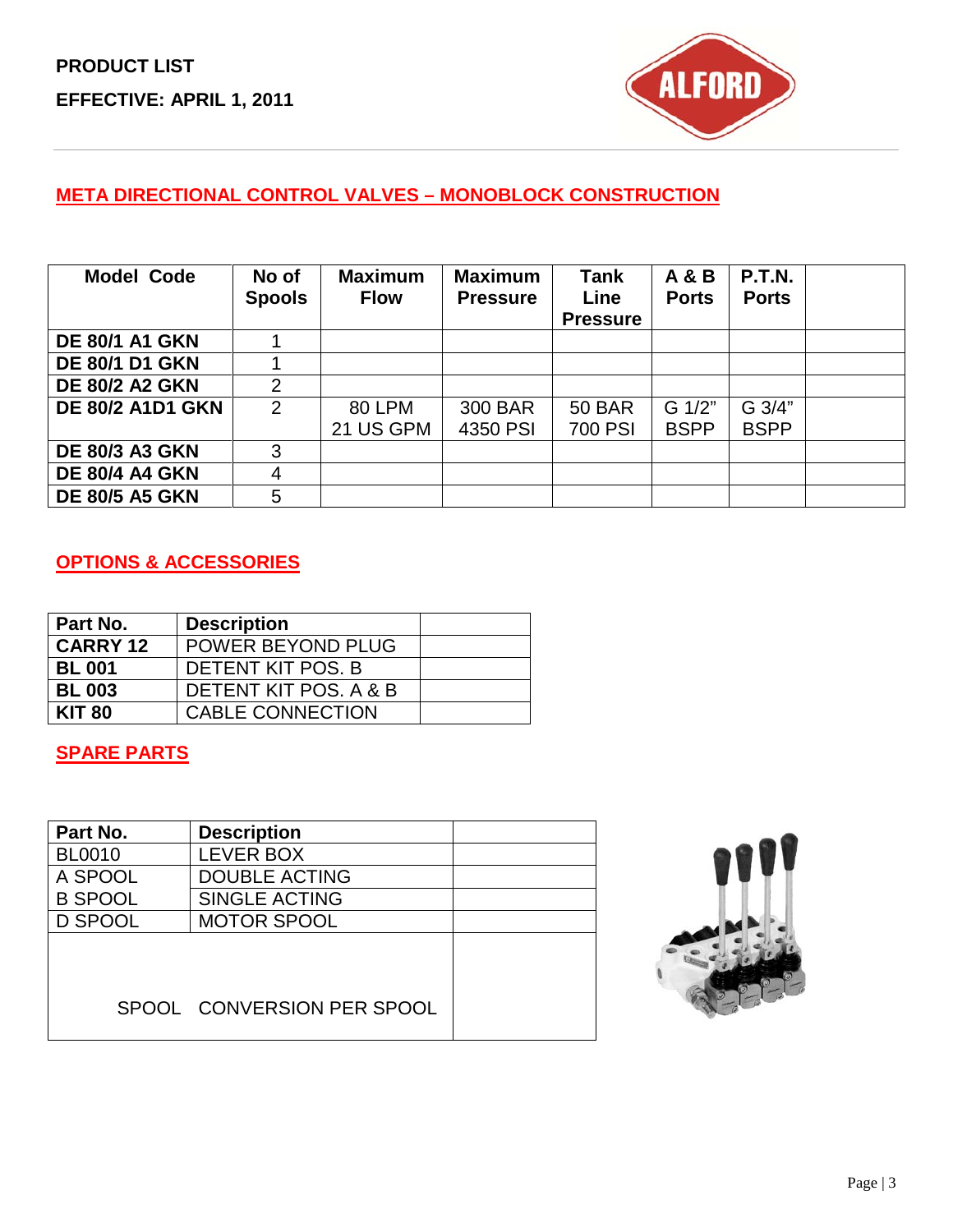PRODUCT LIST

EFFECTIVE: APRIL 1, 2011

## META DIRECTIONAL CONTROL VALVES – MONOBLOCK CONSTRUCTION

| Model Code | No of Spools | Maximum Flow | Maximum Pressure | Tank Line Pressure | A & B Ports | P.T.N. Ports | |
|---|---|---|---|---|---|---|---|
| **DE 80/1 A1 GKN** | 1 | | | | | | |
| **DE 80/1 D1 GKN** | 1 | | | | | | |
| **DE 80/2 A2 GKN** | 2 | | | | | | |
| **DE 80/2 A1D1 GKN** | 2 | 80 LPM 21 US GPM | 300 BAR 4350 PSI | 50 BAR 700 PSI | G 1/2" BSPP | G 3/4" BSPP | |
| **DE 80/3 A3 GKN** | 3 | | | | | | |
| **DE 80/4 A4 GKN** | 4 | | | | | | |
| **DE 80/5 A5 GKN** | 5 | | | | | | |

## OPTIONS & ACCESSORIES

| Part No. | Description | |
|---|---|---|
| **CARRY 12** | POWER BEYOND PLUG | |
| **BL 001** | DETENT KIT POS. B | |
| **BL 003** | DETENT KIT POS. A & B | |
| **KIT 80** | CABLE CONNECTION | |

## SPARE PARTS

| Part No. | Description | |
|---|---|---|
| BL0010 | LEVER BOX | |
| A SPOOL | DOUBLE ACTING | |
| B SPOOL | SINGLE ACTING | |
| D SPOOL | MOTOR SPOOL | |
| SPOOL | CONVERSION PER SPOOL | |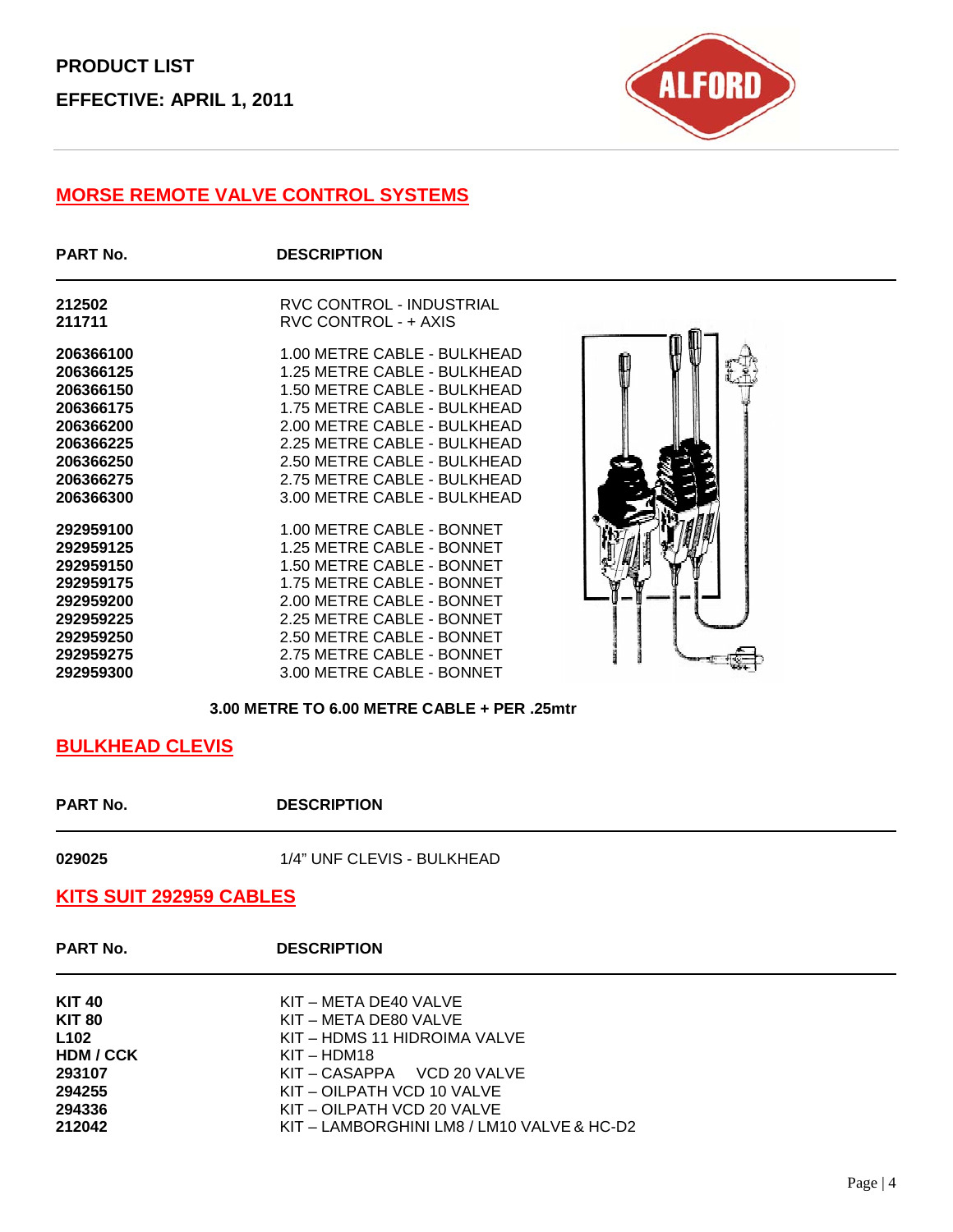**PRODUCT LIST**

**EFFECTIVE: APRIL 1, 2011**

## MORSE REMOTE VALVE CONTROL SYSTEMS

| PART No. | DESCRIPTION |
|---|---|
| **212502** | RVC CONTROL - INDUSTRIAL |
| **211711** | RVC CONTROL - + AXIS |
| **206366100** | 1.00 METRE CABLE - BULKHEAD |
| **206366125** | 1.25 METRE CABLE - BULKHEAD |
| **206366150** | 1.50 METRE CABLE - BULKHEAD |
| **206366175** | 1.75 METRE CABLE - BULKHEAD |
| **206366200** | 2.00 METRE CABLE - BULKHEAD |
| **206366225** | 2.25 METRE CABLE - BULKHEAD |
| **206366250** | 2.50 METRE CABLE - BULKHEAD |
| **206366275** | 2.75 METRE CABLE - BULKHEAD |
| **206366300** | 3.00 METRE CABLE - BULKHEAD |
| **292959100** | 1.00 METRE CABLE - BONNET |
| **292959125** | 1.25 METRE CABLE - BONNET |
| **292959150** | 1.50 METRE CABLE - BONNET |
| **292959175** | 1.75 METRE CABLE - BONNET |
| **292959200** | 2.00 METRE CABLE - BONNET |
| **292959225** | 2.25 METRE CABLE - BONNET |
| **292959250** | 2.50 METRE CABLE - BONNET |
| **292959275** | 2.75 METRE CABLE - BONNET |
| **292959300** | 3.00 METRE CABLE - BONNET |

**3.00 METRE TO 6.00 METRE CABLE + PER .25mtr**

## BULKHEAD CLEVIS

| PART No. | DESCRIPTION |
|---|---|
| **029025** | 1/4" UNF CLEVIS - BULKHEAD |

## KITS SUIT 292959 CABLES

| PART No. | DESCRIPTION |
|---|---|
| **KIT 40** | KIT – META DE40 VALVE |
| **KIT 80** | KIT – META DE80 VALVE |
| **L102** | KIT – HDMS 11 HIDROIMA VALVE |
| **HDM / CCK** | KIT – HDM18 |
| **293107** | KIT – CASAPPA VCD 20 VALVE |
| **294255** | KIT – OILPATH VCD 10 VALVE |
| **294336** | KIT – OILPATH VCD 20 VALVE |
| **212042** | KIT – LAMBORGHINI LM8 / LM10 VALVE & HC-D2 |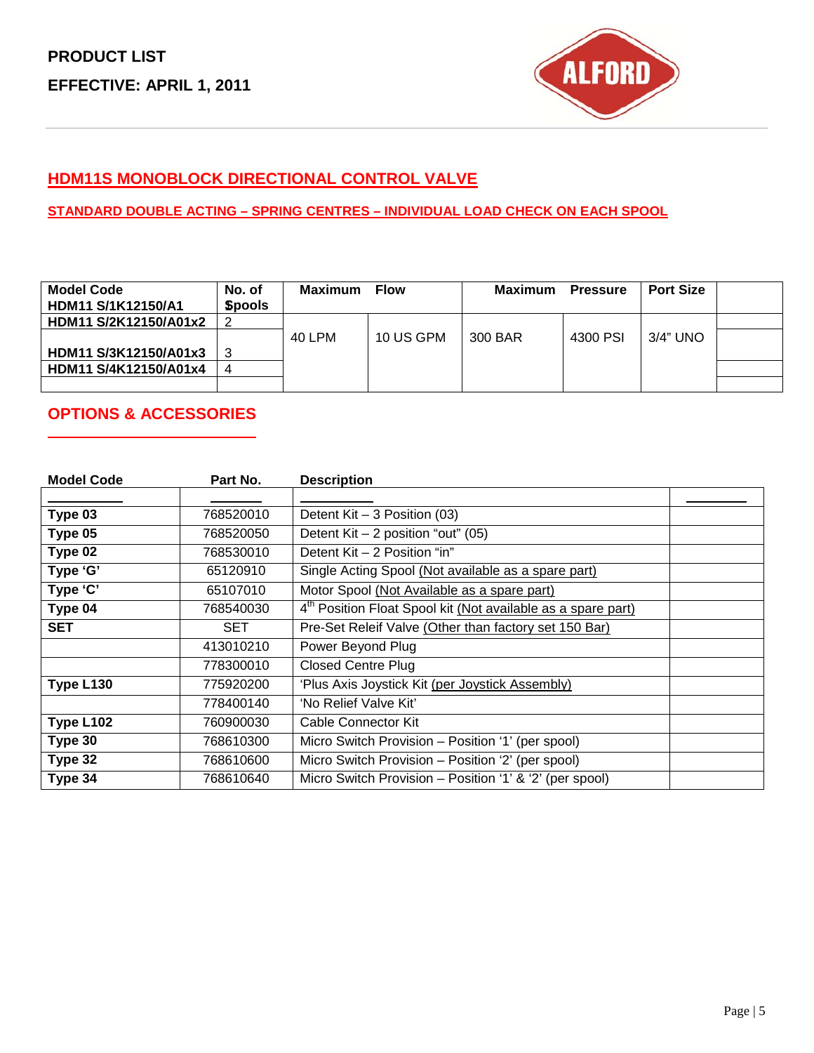**PRODUCT LIST**

**EFFECTIVE: APRIL 1, 2011**

## HDM11S MONOBLOCK DIRECTIONAL CONTROL VALVE

### STANDARD DOUBLE ACTING – SPRING CENTRES – INDIVIDUAL LOAD CHECK ON EACH SPOOL

| Model Code | No. of Spools | Maximum Flow | | Maximum Pressure | | Port Size | |
|---|---|---|---|---|---|---|---|
| HDM11 S/1K12150/A1 | | | | | | | |
| HDM11 S/2K12150/A01x2 | 2 | 40 LPM | 10 US GPM | 300 BAR | 4300 PSI | 3/4" UNO | |
| HDM11 S/3K12150/A01x3 | 3 | | | | | | |
| HDM11 S/4K12150/A01x4 | 4 | | | | | | |

## OPTIONS & ACCESSORIES

| Model Code | Part No. | Description | |
|---|---|---|---|
| Type 03 | 768520010 | Detent Kit – 3 Position (03) | |
| Type 05 | 768520050 | Detent Kit – 2 position "out" (05) | |
| Type 02 | 768530010 | Detent Kit – 2 Position "in" | |
| Type 'G' | 65120910 | Single Acting Spool (Not available as a spare part) | |
| Type 'C' | 65107010 | Motor Spool (Not Available as a spare part) | |
| Type 04 | 768540030 | 4th Position Float Spool kit (Not available as a spare part) | |
| SET | SET | Pre-Set Releif Valve (Other than factory set 150 Bar) | |
| | 413010210 | Power Beyond Plug | |
| | 778300010 | Closed Centre Plug | |
| Type L130 | 775920200 | 'Plus Axis Joystick Kit (per Joystick Assembly) | |
| | 778400140 | 'No Relief Valve Kit' | |
| Type L102 | 760900030 | Cable Connector Kit | |
| Type 30 | 768610300 | Micro Switch Provision – Position '1' (per spool) | |
| Type 32 | 768610600 | Micro Switch Provision – Position '2' (per spool) | |
| Type 34 | 768610640 | Micro Switch Provision – Position '1' & '2' (per spool) | |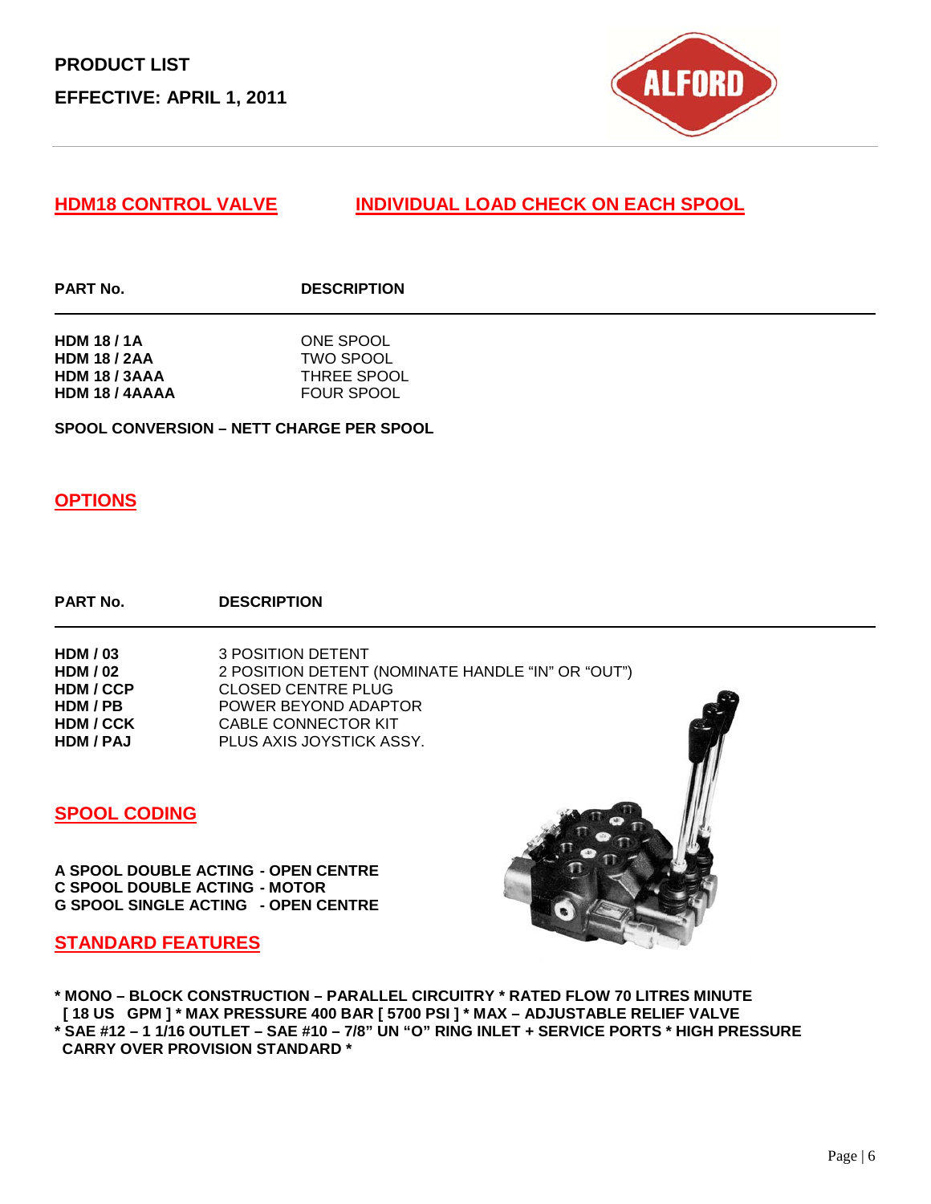**PRODUCT LIST**

**EFFECTIVE: APRIL 1, 2011**

## HDM18 CONTROL VALVE — INDIVIDUAL LOAD CHECK ON EACH SPOOL

| PART No. | DESCRIPTION |
| --- | --- |
| **HDM 18 / 1A** | ONE SPOOL |
| **HDM 18 / 2AA** | TWO SPOOL |
| **HDM 18 / 3AAA** | THREE SPOOL |
| **HDM 18 / 4AAAA** | FOUR SPOOL |

**SPOOL CONVERSION – NETT CHARGE PER SPOOL**

## OPTIONS

| PART No. | DESCRIPTION |
| --- | --- |
| **HDM / 03** | 3 POSITION DETENT |
| **HDM / 02** | 2 POSITION DETENT (NOMINATE HANDLE "IN" OR "OUT") |
| **HDM / CCP** | CLOSED CENTRE PLUG |
| **HDM / PB** | POWER BEYOND ADAPTOR |
| **HDM / CCK** | CABLE CONNECTOR KIT |
| **HDM / PAJ** | PLUS AXIS JOYSTICK ASSY. |

## SPOOL CODING

**A SPOOL DOUBLE ACTING - OPEN CENTRE**
**C SPOOL DOUBLE ACTING - MOTOR**
**G SPOOL SINGLE ACTING - OPEN CENTRE**

## STANDARD FEATURES

**\* MONO – BLOCK CONSTRUCTION – PARALLEL CIRCUITRY \* RATED FLOW 70 LITRES MINUTE [ 18 US GPM ] \* MAX PRESSURE 400 BAR [ 5700 PSI ] \* MAX – ADJUSTABLE RELIEF VALVE \* SAE #12 – 1 1/16 OUTLET – SAE #10 – 7/8" UN "O" RING INLET + SERVICE PORTS \* HIGH PRESSURE CARRY OVER PROVISION STANDARD \***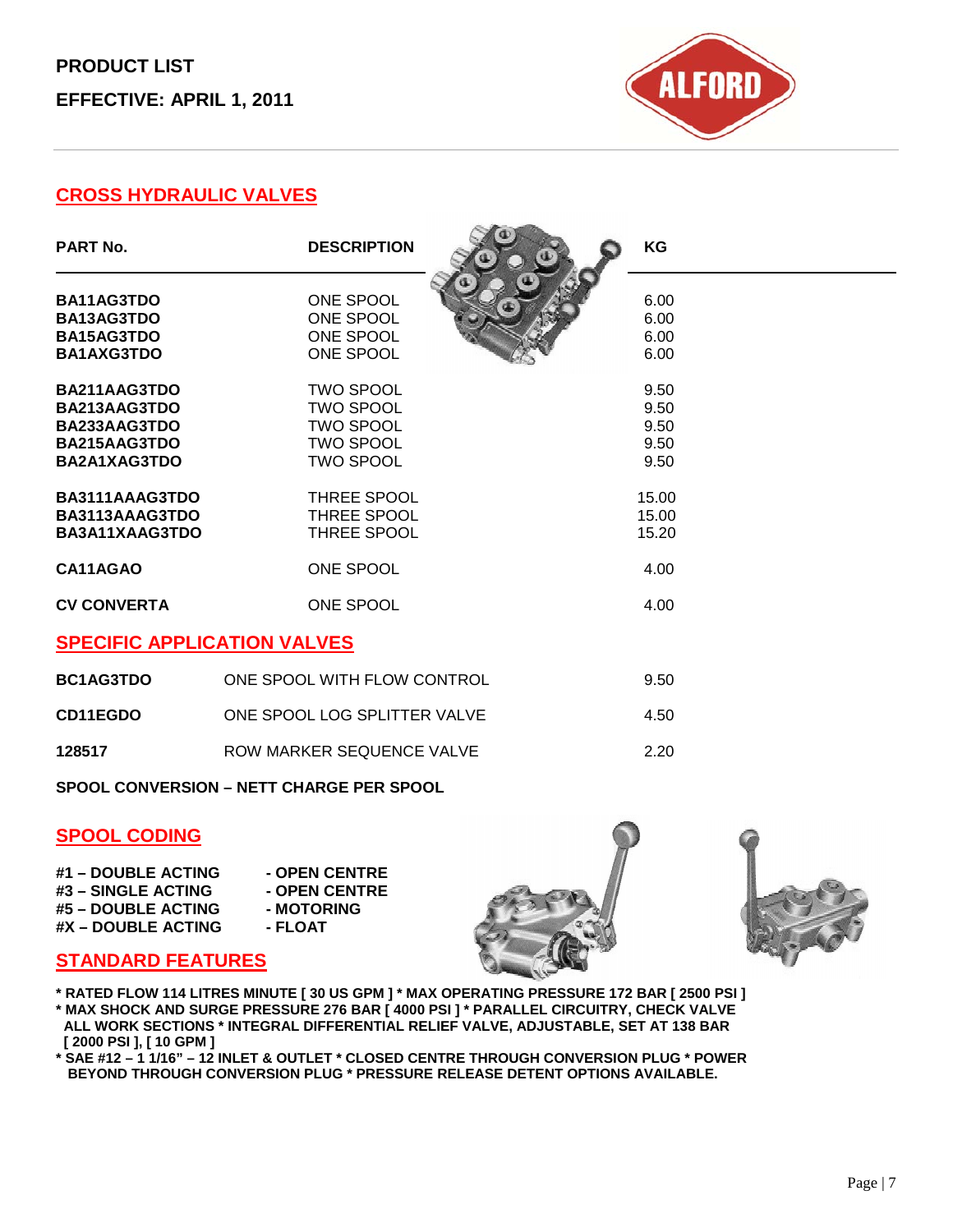PRODUCT LIST

EFFECTIVE: APRIL 1, 2011

## CROSS HYDRAULIC VALVES

| PART No. | DESCRIPTION | KG |
|---|---|---|
| **BA11AG3TDO** | ONE SPOOL | 6.00 |
| **BA13AG3TDO** | ONE SPOOL | 6.00 |
| **BA15AG3TDO** | ONE SPOOL | 6.00 |
| **BA1AXG3TDO** | ONE SPOOL | 6.00 |
| **BA211AAG3TDO** | TWO SPOOL | 9.50 |
| **BA213AAG3TDO** | TWO SPOOL | 9.50 |
| **BA233AAG3TDO** | TWO SPOOL | 9.50 |
| **BA215AAG3TDO** | TWO SPOOL | 9.50 |
| **BA2A1XAG3TDO** | TWO SPOOL | 9.50 |
| **BA3111AAAG3TDO** | THREE SPOOL | 15.00 |
| **BA3113AAAG3TDO** | THREE SPOOL | 15.00 |
| **BA3A11XAAG3TDO** | THREE SPOOL | 15.20 |
| **CA11AGAO** | ONE SPOOL | 4.00 |
| **CV CONVERTA** | ONE SPOOL | 4.00 |

## SPECIFIC APPLICATION VALVES

| | | |
|---|---|---|
| **BC1AG3TDO** | ONE SPOOL WITH FLOW CONTROL | 9.50 |
| **CD11EGDO** | ONE SPOOL LOG SPLITTER VALVE | 4.50 |
| **128517** | ROW MARKER SEQUENCE VALVE | 2.20 |

**SPOOL CONVERSION – NETT CHARGE PER SPOOL**

## SPOOL CODING

**#1 – DOUBLE ACTING - OPEN CENTRE**
**#3 – SINGLE ACTING - OPEN CENTRE**
**#5 – DOUBLE ACTING - MOTORING**
**#X – DOUBLE ACTING - FLOAT**

## STANDARD FEATURES

**\* RATED FLOW 114 LITRES MINUTE [ 30 US GPM ] \* MAX OPERATING PRESSURE 172 BAR [ 2500 PSI ] \* MAX SHOCK AND SURGE PRESSURE 276 BAR [ 4000 PSI ] \* PARALLEL CIRCUITRY, CHECK VALVE ALL WORK SECTIONS \* INTEGRAL DIFFERENTIAL RELIEF VALVE, ADJUSTABLE, SET AT 138 BAR [ 2000 PSI ], [ 10 GPM ]**
**\* SAE #12 – 1 1/16" – 12 INLET & OUTLET \* CLOSED CENTRE THROUGH CONVERSION PLUG \* POWER BEYOND THROUGH CONVERSION PLUG \* PRESSURE RELEASE DETENT OPTIONS AVAILABLE.**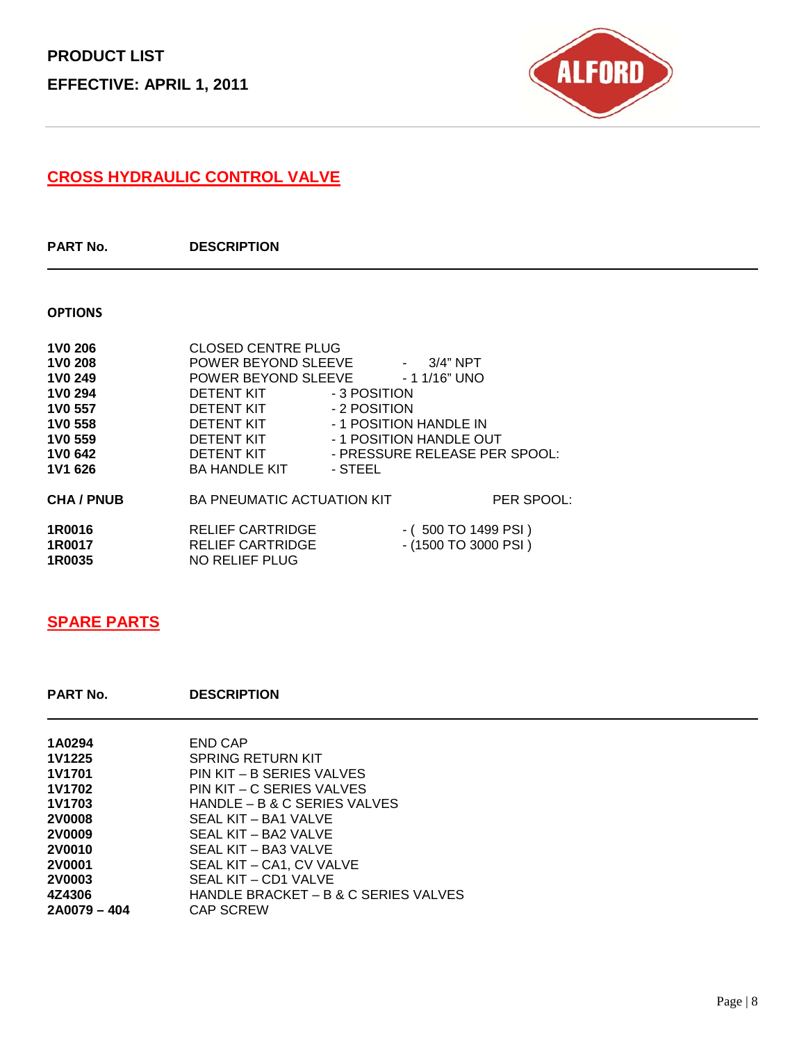**PRODUCT LIST**

**EFFECTIVE: APRIL 1, 2011**

## CROSS HYDRAULIC CONTROL VALVE

| PART No. | DESCRIPTION |
|---|---|
| **OPTIONS** | |
| **1V0 206** | CLOSED CENTRE PLUG |
| **1V0 208** | POWER BEYOND SLEEVE - 3/4" NPT |
| **1V0 249** | POWER BEYOND SLEEVE - 1 1/16" UNO |
| **1V0 294** | DETENT KIT - 3 POSITION |
| **1V0 557** | DETENT KIT - 2 POSITION |
| **1V0 558** | DETENT KIT - 1 POSITION HANDLE IN |
| **1V0 559** | DETENT KIT - 1 POSITION HANDLE OUT |
| **1V0 642** | DETENT KIT - PRESSURE RELEASE PER SPOOL: |
| **1V1 626** | BA HANDLE KIT - STEEL |
| **CHA / PNUB** | BA PNEUMATIC ACTUATION KIT PER SPOOL: |
| **1R0016** | RELIEF CARTRIDGE - ( 500 TO 1499 PSI ) |
| **1R0017** | RELIEF CARTRIDGE - (1500 TO 3000 PSI ) |
| **1R0035** | NO RELIEF PLUG |

## SPARE PARTS

| PART No. | DESCRIPTION |
|---|---|
| **1A0294** | END CAP |
| **1V1225** | SPRING RETURN KIT |
| **1V1701** | PIN KIT – B SERIES VALVES |
| **1V1702** | PIN KIT – C SERIES VALVES |
| **1V1703** | HANDLE – B & C SERIES VALVES |
| **2V0008** | SEAL KIT – BA1 VALVE |
| **2V0009** | SEAL KIT – BA2 VALVE |
| **2V0010** | SEAL KIT – BA3 VALVE |
| **2V0001** | SEAL KIT – CA1, CV VALVE |
| **2V0003** | SEAL KIT – CD1 VALVE |
| **4Z4306** | HANDLE BRACKET – B & C SERIES VALVES |
| **2A0079 – 404** | CAP SCREW |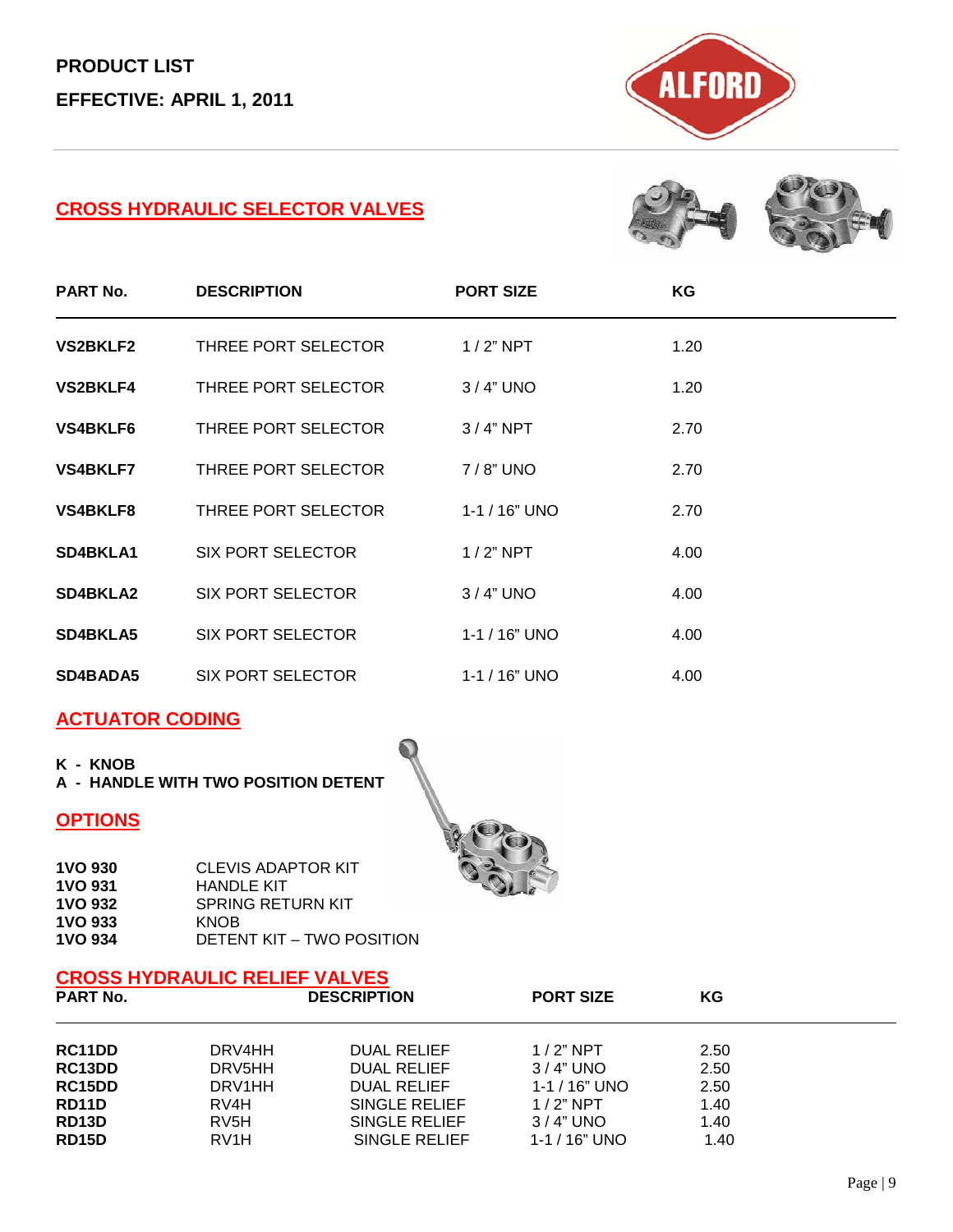**PRODUCT LIST**

**EFFECTIVE: APRIL 1, 2011**

## CROSS HYDRAULIC SELECTOR VALVES

| PART No. | DESCRIPTION | PORT SIZE | KG |
|---|---|---|---|
| **VS2BKLF2** | THREE PORT SELECTOR | 1 / 2" NPT | 1.20 |
| **VS2BKLF4** | THREE PORT SELECTOR | 3 / 4" UNO | 1.20 |
| **VS4BKLF6** | THREE PORT SELECTOR | 3 / 4" NPT | 2.70 |
| **VS4BKLF7** | THREE PORT SELECTOR | 7 / 8" UNO | 2.70 |
| **VS4BKLF8** | THREE PORT SELECTOR | 1-1 / 16" UNO | 2.70 |
| **SD4BKLA1** | SIX PORT SELECTOR | 1 / 2" NPT | 4.00 |
| **SD4BKLA2** | SIX PORT SELECTOR | 3 / 4" UNO | 4.00 |
| **SD4BKLA5** | SIX PORT SELECTOR | 1-1 / 16" UNO | 4.00 |
| **SD4BADA5** | SIX PORT SELECTOR | 1-1 / 16" UNO | 4.00 |

## ACTUATOR CODING

**K - KNOB**
**A - HANDLE WITH TWO POSITION DETENT**

## OPTIONS

| | |
|---|---|
| **1VO 930** | CLEVIS ADAPTOR KIT |
| **1VO 931** | HANDLE KIT |
| **1VO 932** | SPRING RETURN KIT |
| **1VO 933** | KNOB |
| **1VO 934** | DETENT KIT – TWO POSITION |

## CROSS HYDRAULIC RELIEF VALVES

| PART No. | | DESCRIPTION | PORT SIZE | KG |
|---|---|---|---|---|
| **RC11DD** | DRV4HH | DUAL RELIEF | 1 / 2" NPT | 2.50 |
| **RC13DD** | DRV5HH | DUAL RELIEF | 3 / 4" UNO | 2.50 |
| **RC15DD** | DRV1HH | DUAL RELIEF | 1-1 / 16" UNO | 2.50 |
| **RD11D** | RV4H | SINGLE RELIEF | 1 / 2" NPT | 1.40 |
| **RD13D** | RV5H | SINGLE RELIEF | 3 / 4" UNO | 1.40 |
| **RD15D** | RV1H | SINGLE RELIEF | 1-1 / 16" UNO | 1.40 |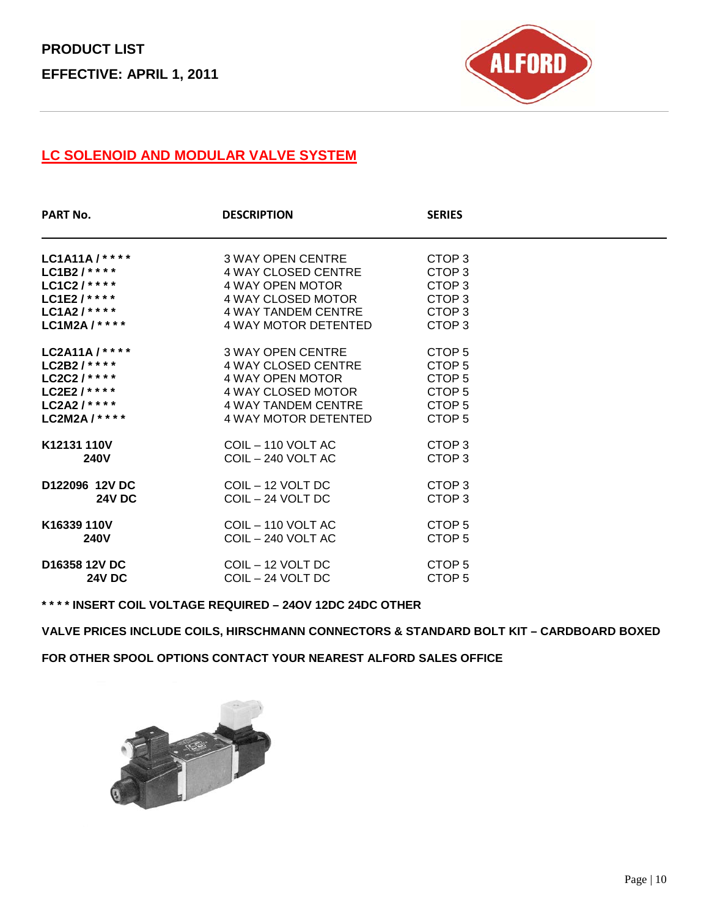**PRODUCT LIST**

**EFFECTIVE: APRIL 1, 2011**

## LC SOLENOID AND MODULAR VALVE SYSTEM

| PART No. | DESCRIPTION | SERIES |
|---|---|---|
| **LC1A11A / * * * *** | 3 WAY OPEN CENTRE | CTOP 3 |
| **LC1B2 / * * * *** | 4 WAY CLOSED CENTRE | CTOP 3 |
| **LC1C2 / * * * *** | 4 WAY OPEN MOTOR | CTOP 3 |
| **LC1E2 / * * * *** | 4 WAY CLOSED MOTOR | CTOP 3 |
| **LC1A2 / * * * *** | 4 WAY TANDEM CENTRE | CTOP 3 |
| **LC1M2A / * * * *** | 4 WAY MOTOR DETENTED | CTOP 3 |
| **LC2A11A / * * * *** | 3 WAY OPEN CENTRE | CTOP 5 |
| **LC2B2 / * * * *** | 4 WAY CLOSED CENTRE | CTOP 5 |
| **LC2C2 / * * * *** | 4 WAY OPEN MOTOR | CTOP 5 |
| **LC2E2 / * * * *** | 4 WAY CLOSED MOTOR | CTOP 5 |
| **LC2A2 / * * * *** | 4 WAY TANDEM CENTRE | CTOP 5 |
| **LC2M2A / * * * *** | 4 WAY MOTOR DETENTED | CTOP 5 |
| **K12131 110V** | COIL – 110 VOLT AC | CTOP 3 |
| **240V** | COIL – 240 VOLT AC | CTOP 3 |
| **D122096 12V DC** | COIL – 12 VOLT DC | CTOP 3 |
| **24V DC** | COIL – 24 VOLT DC | CTOP 3 |
| **K16339 110V** | COIL – 110 VOLT AC | CTOP 5 |
| **240V** | COIL – 240 VOLT AC | CTOP 5 |
| **D16358 12V DC** | COIL – 12 VOLT DC | CTOP 5 |
| **24V DC** | COIL – 24 VOLT DC | CTOP 5 |

**\* \* \* \* INSERT COIL VOLTAGE REQUIRED – 24OV 12DC 24DC OTHER**

**VALVE PRICES INCLUDE COILS, HIRSCHMANN CONNECTORS & STANDARD BOLT KIT – CARDBOARD BOXED**

**FOR OTHER SPOOL OPTIONS CONTACT YOUR NEAREST ALFORD SALES OFFICE**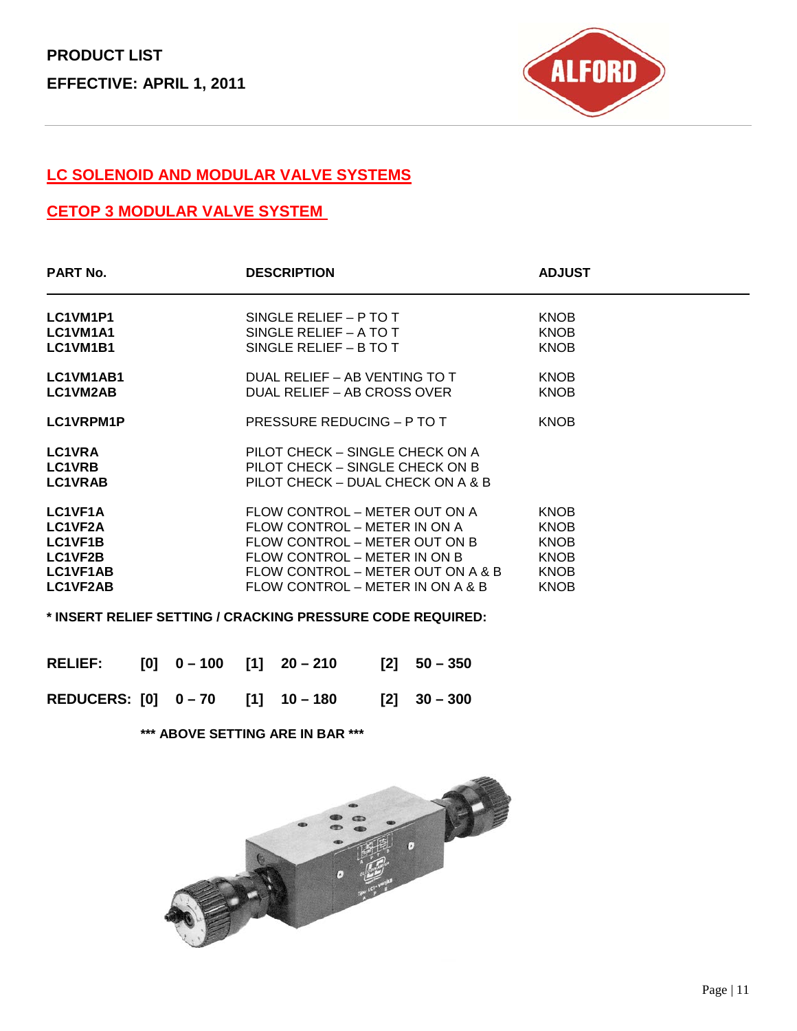**PRODUCT LIST**

**EFFECTIVE: APRIL 1, 2011**

## LC SOLENOID AND MODULAR VALVE SYSTEMS

## CETOP 3 MODULAR VALVE SYSTEM

| PART No. | DESCRIPTION | ADJUST |
|---|---|---|
| **LC1VM1P1** | SINGLE RELIEF – P TO T | KNOB |
| **LC1VM1A1** | SINGLE RELIEF – A TO T | KNOB |
| **LC1VM1B1** | SINGLE RELIEF – B TO T | KNOB |
| **LC1VM1AB1** | DUAL RELIEF – AB VENTING TO T | KNOB |
| **LC1VM2AB** | DUAL RELIEF – AB CROSS OVER | KNOB |
| **LC1VRPM1P** | PRESSURE REDUCING – P TO T | KNOB |
| **LC1VRA** | PILOT CHECK – SINGLE CHECK ON A | |
| **LC1VRB** | PILOT CHECK – SINGLE CHECK ON B | |
| **LC1VRAB** | PILOT CHECK – DUAL CHECK ON A & B | |
| **LC1VF1A** | FLOW CONTROL – METER OUT ON A | KNOB |
| **LC1VF2A** | FLOW CONTROL – METER IN ON A | KNOB |
| **LC1VF1B** | FLOW CONTROL – METER OUT ON B | KNOB |
| **LC1VF2B** | FLOW CONTROL – METER IN ON B | KNOB |
| **LC1VF1AB** | FLOW CONTROL – METER OUT ON A & B | KNOB |
| **LC1VF2AB** | FLOW CONTROL – METER IN ON A & B | KNOB |

**\* INSERT RELIEF SETTING / CRACKING PRESSURE CODE REQUIRED:**

| | | | | | | |
|---|---|---|---|---|---|---|
| **RELIEF:** | **[0]** | **0 – 100** | **[1]** | **20 – 210** | **[2]** | **50 – 350** |
| **REDUCERS:** | **[0]** | **0 – 70** | **[1]** | **10 – 180** | **[2]** | **30 – 300** |

**\*\*\* ABOVE SETTING ARE IN BAR \*\*\***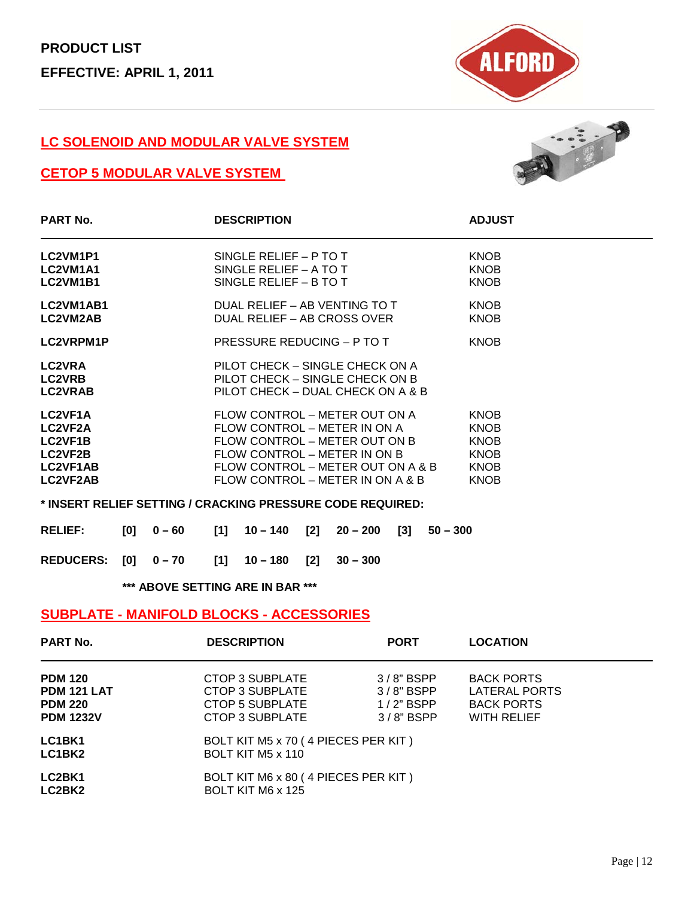**PRODUCT LIST**

**EFFECTIVE: APRIL 1, 2011**

## LC SOLENOID AND MODULAR VALVE SYSTEM

## CETOP 5 MODULAR VALVE SYSTEM

| PART No. | DESCRIPTION | ADJUST |
|---|---|---|
| **LC2VM1P1** | SINGLE RELIEF – P TO T | KNOB |
| **LC2VM1A1** | SINGLE RELIEF – A TO T | KNOB |
| **LC2VM1B1** | SINGLE RELIEF – B TO T | KNOB |
| **LC2VM1AB1** | DUAL RELIEF – AB VENTING TO T | KNOB |
| **LC2VM2AB** | DUAL RELIEF – AB CROSS OVER | KNOB |
| **LC2VRPM1P** | PRESSURE REDUCING – P TO T | KNOB |
| **LC2VRA** | PILOT CHECK – SINGLE CHECK ON A | |
| **LC2VRB** | PILOT CHECK – SINGLE CHECK ON B | |
| **LC2VRAB** | PILOT CHECK – DUAL CHECK ON A & B | |
| **LC2VF1A** | FLOW CONTROL – METER OUT ON A | KNOB |
| **LC2VF2A** | FLOW CONTROL – METER IN ON A | KNOB |
| **LC2VF1B** | FLOW CONTROL – METER OUT ON B | KNOB |
| **LC2VF2B** | FLOW CONTROL – METER IN ON B | KNOB |
| **LC2VF1AB** | FLOW CONTROL – METER OUT ON A & B | KNOB |
| **LC2VF2AB** | FLOW CONTROL – METER IN ON A & B | KNOB |

**\* INSERT RELIEF SETTING / CRACKING PRESSURE CODE REQUIRED:**

**RELIEF: [0] 0 – 60 [1] 10 – 140 [2] 20 – 200 [3] 50 – 300**

**REDUCERS: [0] 0 – 70 [1] 10 – 180 [2] 30 – 300**

**\*\*\* ABOVE SETTING ARE IN BAR \*\*\***

## SUBPLATE - MANIFOLD BLOCKS - ACCESSORIES

| PART No. | DESCRIPTION | PORT | LOCATION |
|---|---|---|---|
| **PDM 120** | CTOP 3 SUBPLATE | 3 / 8" BSPP | BACK PORTS |
| **PDM 121 LAT** | CTOP 3 SUBPLATE | 3 / 8" BSPP | LATERAL PORTS |
| **PDM 220** | CTOP 5 SUBPLATE | 1 / 2" BSPP | BACK PORTS |
| **PDM 1232V** | CTOP 3 SUBPLATE | 3 / 8" BSPP | WITH RELIEF |
| **LC1BK1** | BOLT KIT M5 x 70 ( 4 PIECES PER KIT ) | | |
| **LC1BK2** | BOLT KIT M5 x 110 | | |
| **LC2BK1** | BOLT KIT M6 x 80 ( 4 PIECES PER KIT ) | | |
| **LC2BK2** | BOLT KIT M6 x 125 | | |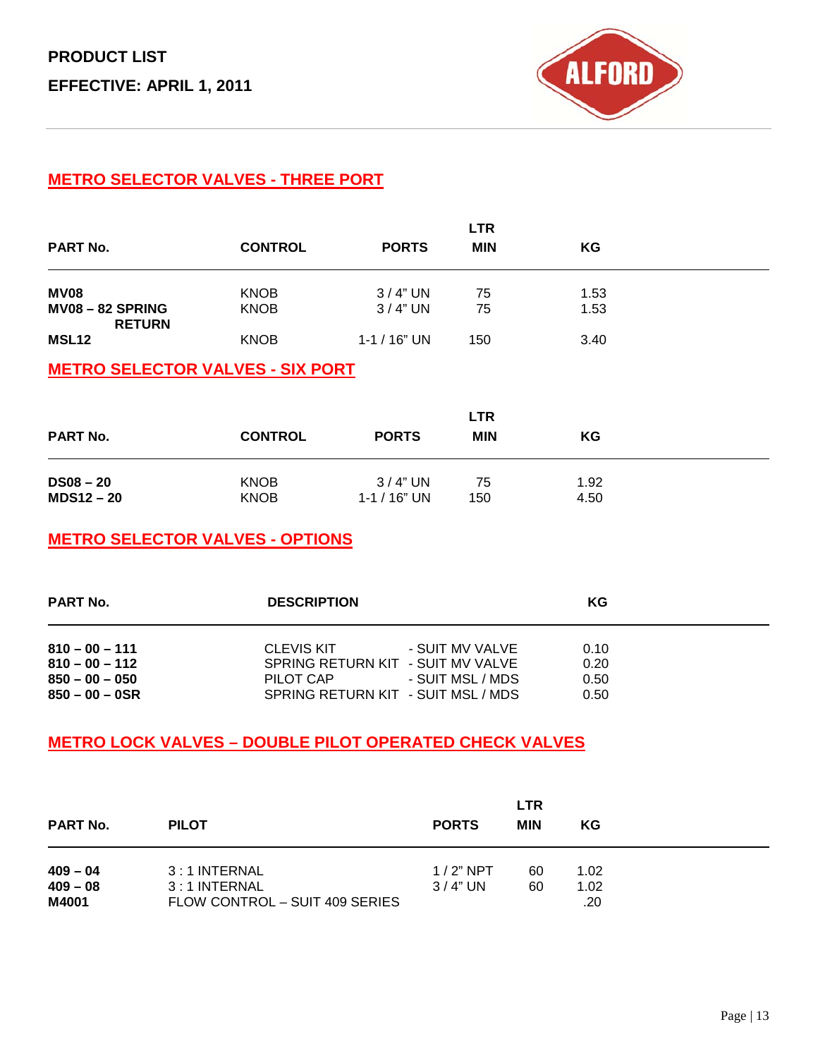**PRODUCT LIST**

**EFFECTIVE: APRIL 1, 2011**

ALFORD

## METRO SELECTOR VALVES - THREE PORT

| PART No. | CONTROL | PORTS | LTR MIN | KG |
|---|---|---|---|---|
| **MV08** | KNOB | 3 / 4" UN | 75 | 1.53 |
| **MV08 – 82 SPRING RETURN** | KNOB | 3 / 4" UN | 75 | 1.53 |
| **MSL12** | KNOB | 1-1 / 16" UN | 150 | 3.40 |

## METRO SELECTOR VALVES - SIX PORT

| PART No. | CONTROL | PORTS | LTR MIN | KG |
|---|---|---|---|---|
| **DS08 – 20** | KNOB | 3 / 4" UN | 75 | 1.92 |
| **MDS12 – 20** | KNOB | 1-1 / 16" UN | 150 | 4.50 |

## METRO SELECTOR VALVES - OPTIONS

| PART No. | DESCRIPTION | | KG |
|---|---|---|---|
| **810 – 00 – 111** | CLEVIS KIT | - SUIT MV VALVE | 0.10 |
| **810 – 00 – 112** | SPRING RETURN KIT | - SUIT MV VALVE | 0.20 |
| **850 – 00 – 050** | PILOT CAP | - SUIT MSL / MDS | 0.50 |
| **850 – 00 – 0SR** | SPRING RETURN KIT | - SUIT MSL / MDS | 0.50 |

## METRO LOCK VALVES – DOUBLE PILOT OPERATED CHECK VALVES

| PART No. | PILOT | PORTS | LTR MIN | KG |
|---|---|---|---|---|
| **409 – 04** | 3 : 1 INTERNAL | 1 / 2" NPT | 60 | 1.02 |
| **409 – 08** | 3 : 1 INTERNAL | 3 / 4" UN | 60 | 1.02 |
| **M4001** | FLOW CONTROL – SUIT 409 SERIES | | | .20 |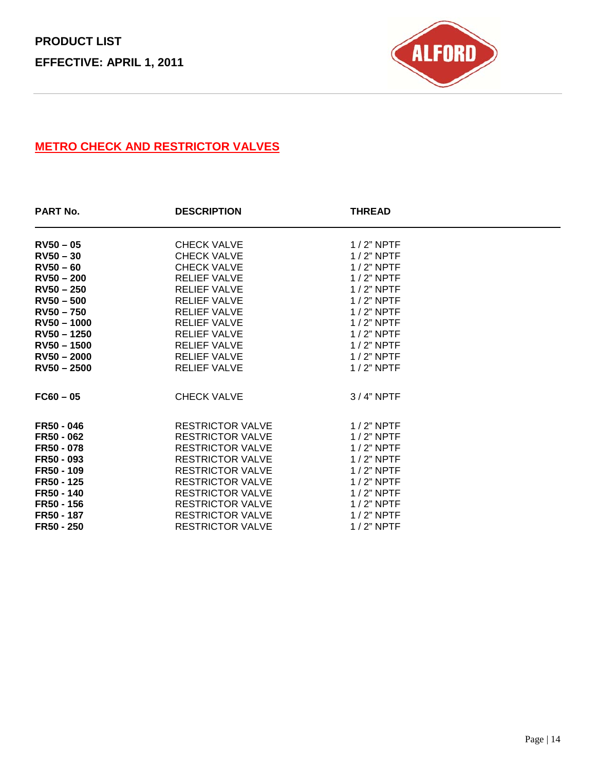**PRODUCT LIST**

**EFFECTIVE: APRIL 1, 2011**

ALFORD

## METRO CHECK AND RESTRICTOR VALVES

| PART No. | DESCRIPTION | THREAD |
|---|---|---|
| **RV50 – 05** | CHECK VALVE | 1 / 2" NPTF |
| **RV50 – 30** | CHECK VALVE | 1 / 2" NPTF |
| **RV50 – 60** | CHECK VALVE | 1 / 2" NPTF |
| **RV50 – 200** | RELIEF VALVE | 1 / 2" NPTF |
| **RV50 – 250** | RELIEF VALVE | 1 / 2" NPTF |
| **RV50 – 500** | RELIEF VALVE | 1 / 2" NPTF |
| **RV50 – 750** | RELIEF VALVE | 1 / 2" NPTF |
| **RV50 – 1000** | RELIEF VALVE | 1 / 2" NPTF |
| **RV50 – 1250** | RELIEF VALVE | 1 / 2" NPTF |
| **RV50 – 1500** | RELIEF VALVE | 1 / 2" NPTF |
| **RV50 – 2000** | RELIEF VALVE | 1 / 2" NPTF |
| **RV50 – 2500** | RELIEF VALVE | 1 / 2" NPTF |
| **FC60 – 05** | CHECK VALVE | 3 / 4" NPTF |
| **FR50 - 046** | RESTRICTOR VALVE | 1 / 2" NPTF |
| **FR50 - 062** | RESTRICTOR VALVE | 1 / 2" NPTF |
| **FR50 - 078** | RESTRICTOR VALVE | 1 / 2" NPTF |
| **FR50 - 093** | RESTRICTOR VALVE | 1 / 2" NPTF |
| **FR50 - 109** | RESTRICTOR VALVE | 1 / 2" NPTF |
| **FR50 - 125** | RESTRICTOR VALVE | 1 / 2" NPTF |
| **FR50 - 140** | RESTRICTOR VALVE | 1 / 2" NPTF |
| **FR50 - 156** | RESTRICTOR VALVE | 1 / 2" NPTF |
| **FR50 - 187** | RESTRICTOR VALVE | 1 / 2" NPTF |
| **FR50 - 250** | RESTRICTOR VALVE | 1 / 2" NPTF |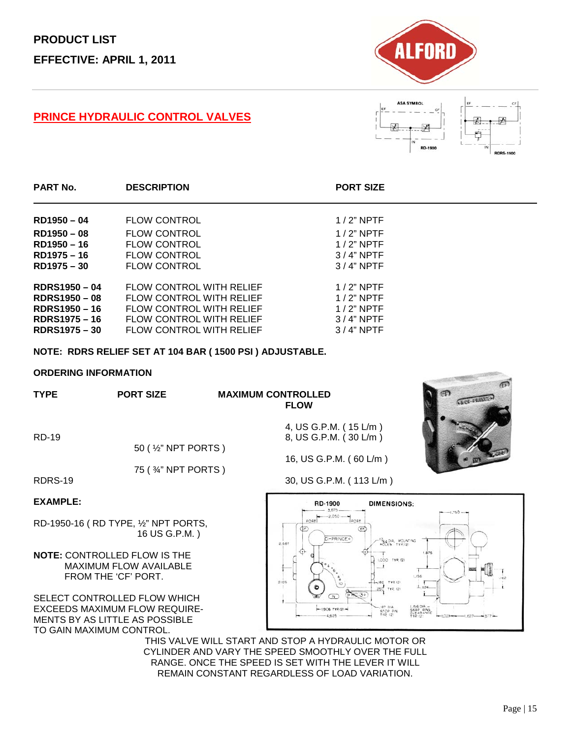**PRODUCT LIST**

**EFFECTIVE: APRIL 1, 2011**

## PRINCE HYDRAULIC CONTROL VALVES

| PART No. | DESCRIPTION | PORT SIZE |
|---|---|---|
| **RD1950 – 04** | FLOW CONTROL | 1 / 2" NPTF |
| **RD1950 – 08** | FLOW CONTROL | 1 / 2" NPTF |
| **RD1950 – 16** | FLOW CONTROL | 1 / 2" NPTF |
| **RD1975 – 16** | FLOW CONTROL | 3 / 4" NPTF |
| **RD1975 – 30** | FLOW CONTROL | 3 / 4" NPTF |
| **RDRS1950 – 04** | FLOW CONTROL WITH RELIEF | 1 / 2" NPTF |
| **RDRS1950 – 08** | FLOW CONTROL WITH RELIEF | 1 / 2" NPTF |
| **RDRS1950 – 16** | FLOW CONTROL WITH RELIEF | 1 / 2" NPTF |
| **RDRS1975 – 16** | FLOW CONTROL WITH RELIEF | 3 / 4" NPTF |
| **RDRS1975 – 30** | FLOW CONTROL WITH RELIEF | 3 / 4" NPTF |

**NOTE: RDRS RELIEF SET AT 104 BAR ( 1500 PSI ) ADJUSTABLE.**

**ORDERING INFORMATION**

| TYPE | PORT SIZE | MAXIMUM CONTROLLED FLOW |
|---|---|---|
| RD-19 | 50 ( ½" NPT PORTS ) | 4, US G.P.M. ( 15 L/m ) |
| | | 8, US G.P.M. ( 30 L/m ) |
| | | 16, US G.P.M. ( 60 L/m ) |
| RDRS-19 | 75 ( ¾" NPT PORTS ) | 30, US G.P.M. ( 113 L/m ) |

**EXAMPLE:**

RD-1950-16 ( RD TYPE, ½" NPT PORTS, 16 US G.P.M. )

**NOTE:** CONTROLLED FLOW IS THE MAXIMUM FLOW AVAILABLE FROM THE 'CF' PORT.

SELECT CONTROLLED FLOW WHICH EXCEEDS MAXIMUM FLOW REQUIREMENTS BY AS LITTLE AS POSSIBLE TO GAIN MAXIMUM CONTROL.

THIS VALVE WILL START AND STOP A HYDRAULIC MOTOR OR CYLINDER AND VARY THE SPEED SMOOTHLY OVER THE FULL RANGE. ONCE THE SPEED IS SET WITH THE LEVER IT WILL REMAIN CONSTANT REGARDLESS OF LOAD VARIATION.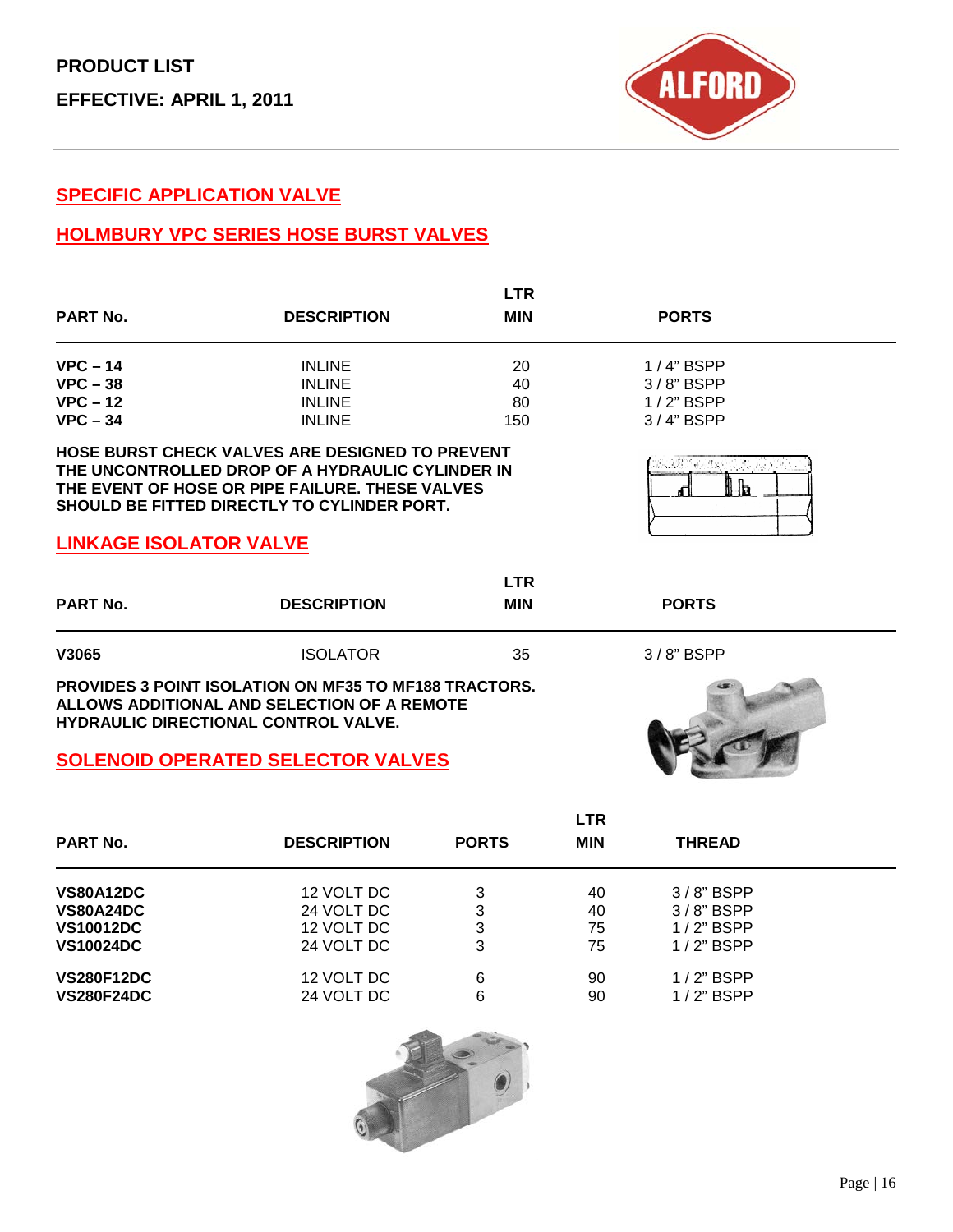**PRODUCT LIST**

**EFFECTIVE: APRIL 1, 2011**

## SPECIFIC APPLICATION VALVE

## HOLMBURY VPC SERIES HOSE BURST VALVES

| PART No. | DESCRIPTION | LTR MIN | PORTS |
|---|---|---|---|
| **VPC – 14** | INLINE | 20 | 1 / 4" BSPP |
| **VPC – 38** | INLINE | 40 | 3 / 8" BSPP |
| **VPC – 12** | INLINE | 80 | 1 / 2" BSPP |
| **VPC – 34** | INLINE | 150 | 3 / 4" BSPP |

**HOSE BURST CHECK VALVES ARE DESIGNED TO PREVENT THE UNCONTROLLED DROP OF A HYDRAULIC CYLINDER IN THE EVENT OF HOSE OR PIPE FAILURE. THESE VALVES SHOULD BE FITTED DIRECTLY TO CYLINDER PORT.**

## LINKAGE ISOLATOR VALVE

| PART No. | DESCRIPTION | LTR MIN | PORTS |
|---|---|---|---|
| **V3065** | ISOLATOR | 35 | 3 / 8" BSPP |

**PROVIDES 3 POINT ISOLATION ON MF35 TO MF188 TRACTORS. ALLOWS ADDITIONAL AND SELECTION OF A REMOTE HYDRAULIC DIRECTIONAL CONTROL VALVE.**

## SOLENOID OPERATED SELECTOR VALVES

| PART No. | DESCRIPTION | PORTS | LTR MIN | THREAD |
|---|---|---|---|---|
| **VS80A12DC** | 12 VOLT DC | 3 | 40 | 3 / 8" BSPP |
| **VS80A24DC** | 24 VOLT DC | 3 | 40 | 3 / 8" BSPP |
| **VS10012DC** | 12 VOLT DC | 3 | 75 | 1 / 2" BSPP |
| **VS10024DC** | 24 VOLT DC | 3 | 75 | 1 / 2" BSPP |
| **VS280F12DC** | 12 VOLT DC | 6 | 90 | 1 / 2" BSPP |
| **VS280F24DC** | 24 VOLT DC | 6 | 90 | 1 / 2" BSPP |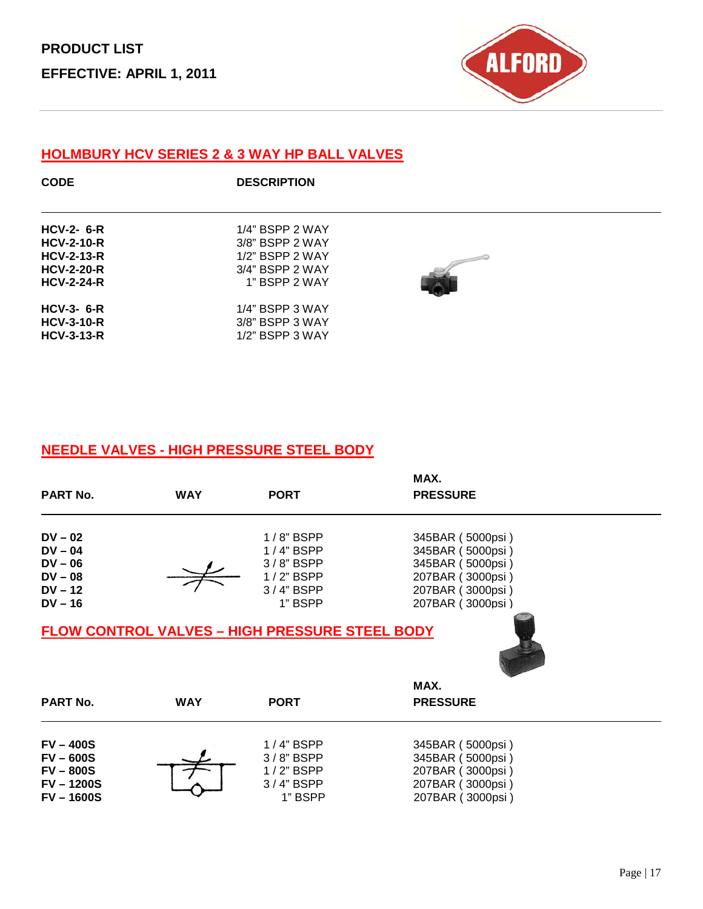PRODUCT LIST

EFFECTIVE: APRIL 1, 2011

## HOLMBURY HCV SERIES 2 & 3 WAY HP BALL VALVES

| CODE | DESCRIPTION |
|---|---|
| **HCV-2- 6-R** | 1/4" BSPP 2 WAY |
| **HCV-2-10-R** | 3/8" BSPP 2 WAY |
| **HCV-2-13-R** | 1/2" BSPP 2 WAY |
| **HCV-2-20-R** | 3/4" BSPP 2 WAY |
| **HCV-2-24-R** | 1" BSPP 2 WAY |
| **HCV-3- 6-R** | 1/4" BSPP 3 WAY |
| **HCV-3-10-R** | 3/8" BSPP 3 WAY |
| **HCV-3-13-R** | 1/2" BSPP 3 WAY |

## NEEDLE VALVES - HIGH PRESSURE STEEL BODY

| PART No. | WAY | PORT | MAX. PRESSURE |
|---|---|---|---|
| **DV – 02** | | 1 / 8" BSPP | 345BAR ( 5000psi ) |
| **DV – 04** | | 1 / 4" BSPP | 345BAR ( 5000psi ) |
| **DV – 06** | | 3 / 8" BSPP | 345BAR ( 5000psi ) |
| **DV – 08** | | 1 / 2" BSPP | 207BAR ( 3000psi ) |
| **DV – 12** | | 3 / 4" BSPP | 207BAR ( 3000psi ) |
| **DV – 16** | | 1" BSPP | 207BAR ( 3000psi ) |

## FLOW CONTROL VALVES – HIGH PRESSURE STEEL BODY

| PART No. | WAY | PORT | MAX. PRESSURE |
|---|---|---|---|
| **FV – 400S** | | 1 / 4" BSPP | 345BAR ( 5000psi ) |
| **FV – 600S** | | 3 / 8" BSPP | 345BAR ( 5000psi ) |
| **FV – 800S** | | 1 / 2" BSPP | 207BAR ( 3000psi ) |
| **FV – 1200S** | | 3 / 4" BSPP | 207BAR ( 3000psi ) |
| **FV – 1600S** | | 1" BSPP | 207BAR ( 3000psi ) |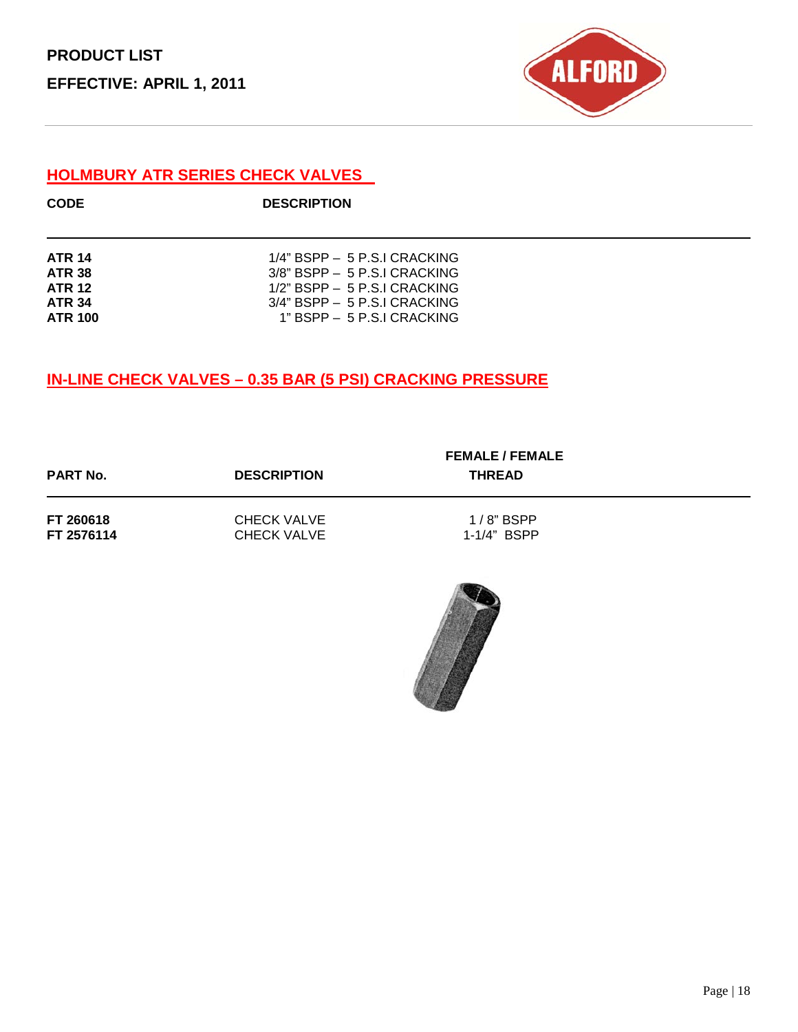PRODUCT LIST

EFFECTIVE: APRIL 1, 2011

## HOLMBURY ATR SERIES CHECK VALVES

| CODE | DESCRIPTION |
|---|---|
| **ATR 14** | 1/4" BSPP – 5 P.S.I CRACKING |
| **ATR 38** | 3/8" BSPP – 5 P.S.I CRACKING |
| **ATR 12** | 1/2" BSPP – 5 P.S.I CRACKING |
| **ATR 34** | 3/4" BSPP – 5 P.S.I CRACKING |
| **ATR 100** | 1" BSPP – 5 P.S.I CRACKING |

## IN-LINE CHECK VALVES – 0.35 BAR (5 PSI) CRACKING PRESSURE

| PART No. | DESCRIPTION | FEMALE / FEMALE THREAD |
|---|---|---|
| **FT 260618** | CHECK VALVE | 1 / 8" BSPP |
| **FT 2576114** | CHECK VALVE | 1-1/4" BSPP |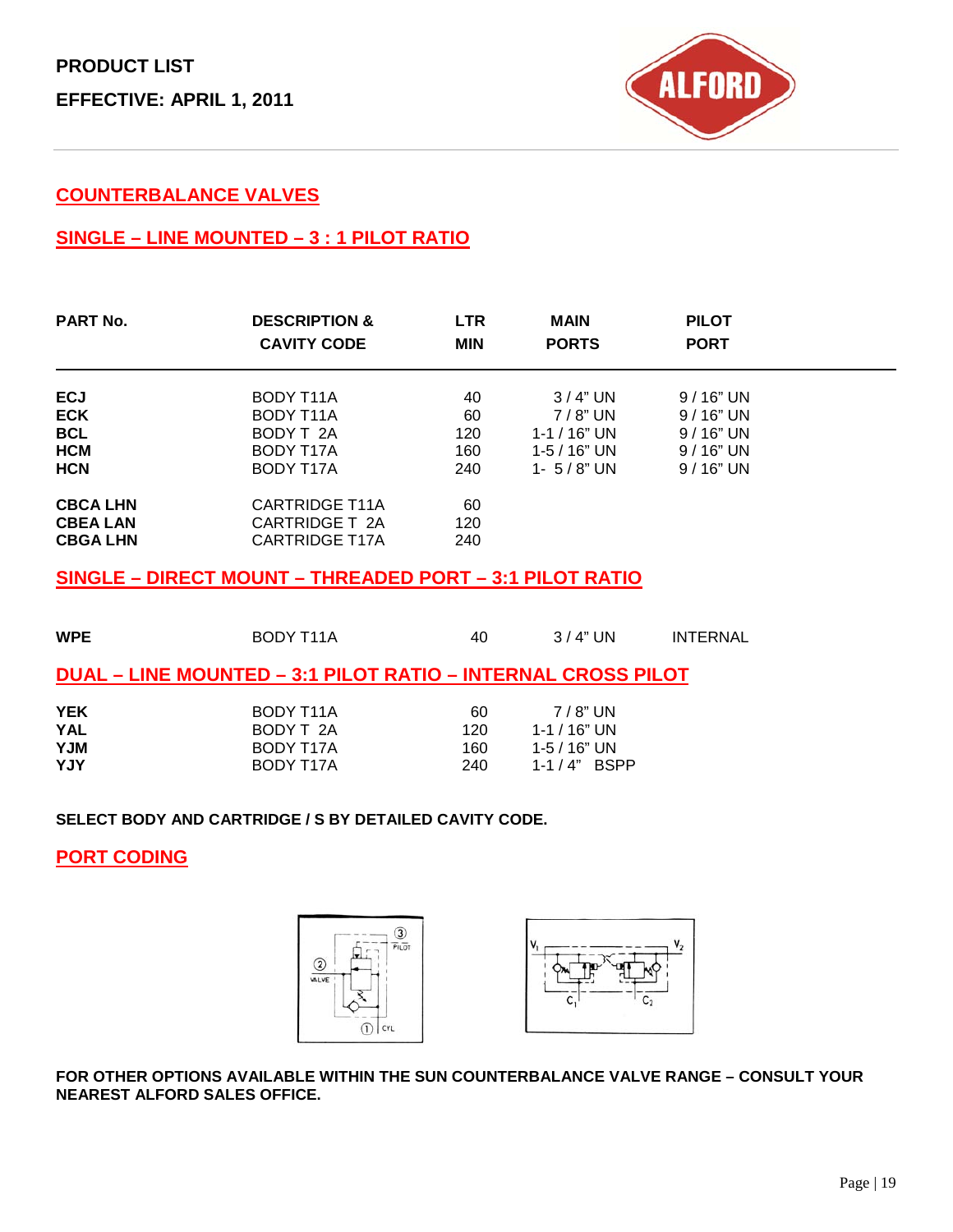**PRODUCT LIST**

**EFFECTIVE: APRIL 1, 2011**

## COUNTERBALANCE VALVES

### SINGLE – LINE MOUNTED – 3 : 1 PILOT RATIO

| PART No. | DESCRIPTION & CAVITY CODE | LTR MIN | MAIN PORTS | PILOT PORT |
|---|---|---|---|---|
| **ECJ** | BODY T11A | 40 | 3 / 4" UN | 9 / 16" UN |
| **ECK** | BODY T11A | 60 | 7 / 8" UN | 9 / 16" UN |
| **BCL** | BODY T 2A | 120 | 1-1 / 16" UN | 9 / 16" UN |
| **HCM** | BODY T17A | 160 | 1-5 / 16" UN | 9 / 16" UN |
| **HCN** | BODY T17A | 240 | 1- 5 / 8" UN | 9 / 16" UN |
| **CBCA LHN** | CARTRIDGE T11A | 60 | | |
| **CBEA LAN** | CARTRIDGE T 2A | 120 | | |
| **CBGA LHN** | CARTRIDGE T17A | 240 | | |

### SINGLE – DIRECT MOUNT – THREADED PORT – 3:1 PILOT RATIO

| PART No. | DESCRIPTION & CAVITY CODE | LTR MIN | MAIN PORTS | PILOT PORT |
|---|---|---|---|---|
| **WPE** | BODY T11A | 40 | 3 / 4" UN | INTERNAL |

### DUAL – LINE MOUNTED – 3:1 PILOT RATIO – INTERNAL CROSS PILOT

| PART No. | DESCRIPTION & CAVITY CODE | LTR MIN | MAIN PORTS | PILOT PORT |
|---|---|---|---|---|
| **YEK** | BODY T11A | 60 | 7 / 8" UN | |
| **YAL** | BODY T 2A | 120 | 1-1 / 16" UN | |
| **YJM** | BODY T17A | 160 | 1-5 / 16" UN | |
| **YJY** | BODY T17A | 240 | 1-1 / 4" BSPP | |

**SELECT BODY AND CARTRIDGE / S BY DETAILED CAVITY CODE.**

### PORT CODING

**FOR OTHER OPTIONS AVAILABLE WITHIN THE SUN COUNTERBALANCE VALVE RANGE – CONSULT YOUR NEAREST ALFORD SALES OFFICE.**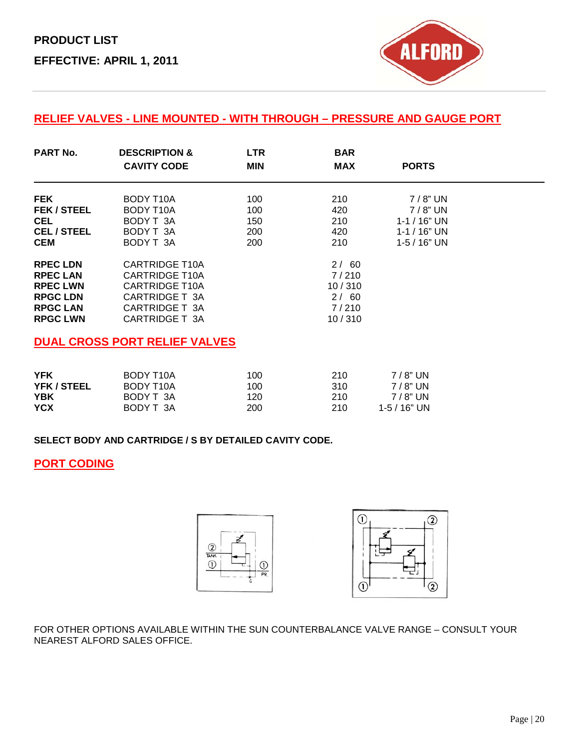**PRODUCT LIST**

**EFFECTIVE: APRIL 1, 2011**

## RELIEF VALVES - LINE MOUNTED - WITH THROUGH – PRESSURE AND GAUGE PORT

| PART No. | DESCRIPTION & CAVITY CODE | LTR MIN | BAR MAX | PORTS |
|---|---|---|---|---|
| **FEK** | BODY T10A | 100 | 210 | 7 / 8" UN |
| **FEK / STEEL** | BODY T10A | 100 | 420 | 7 / 8" UN |
| **CEL** | BODY T 3A | 150 | 210 | 1-1 / 16" UN |
| **CEL / STEEL** | BODY T 3A | 200 | 420 | 1-1 / 16" UN |
| **CEM** | BODY T 3A | 200 | 210 | 1-5 / 16" UN |
| **RPEC LDN** | CARTRIDGE T10A | | 2 / 60 | |
| **RPEC LAN** | CARTRIDGE T10A | | 7 / 210 | |
| **RPEC LWN** | CARTRIDGE T10A | | 10 / 310 | |
| **RPGC LDN** | CARTRIDGE T 3A | | 2 / 60 | |
| **RPGC LAN** | CARTRIDGE T 3A | | 7 / 210 | |
| **RPGC LWN** | CARTRIDGE T 3A | | 10 / 310 | |

## DUAL CROSS PORT RELIEF VALVES

| PART No. | DESCRIPTION & CAVITY CODE | LTR MIN | BAR MAX | PORTS |
|---|---|---|---|---|
| **YFK** | BODY T10A | 100 | 210 | 7 / 8" UN |
| **YFK / STEEL** | BODY T10A | 100 | 310 | 7 / 8" UN |
| **YBK** | BODY T 3A | 120 | 210 | 7 / 8" UN |
| **YCX** | BODY T 3A | 200 | 210 | 1-5 / 16" UN |

**SELECT BODY AND CARTRIDGE / S BY DETAILED CAVITY CODE.**

## PORT CODING

FOR OTHER OPTIONS AVAILABLE WITHIN THE SUN COUNTERBALANCE VALVE RANGE – CONSULT YOUR NEAREST ALFORD SALES OFFICE.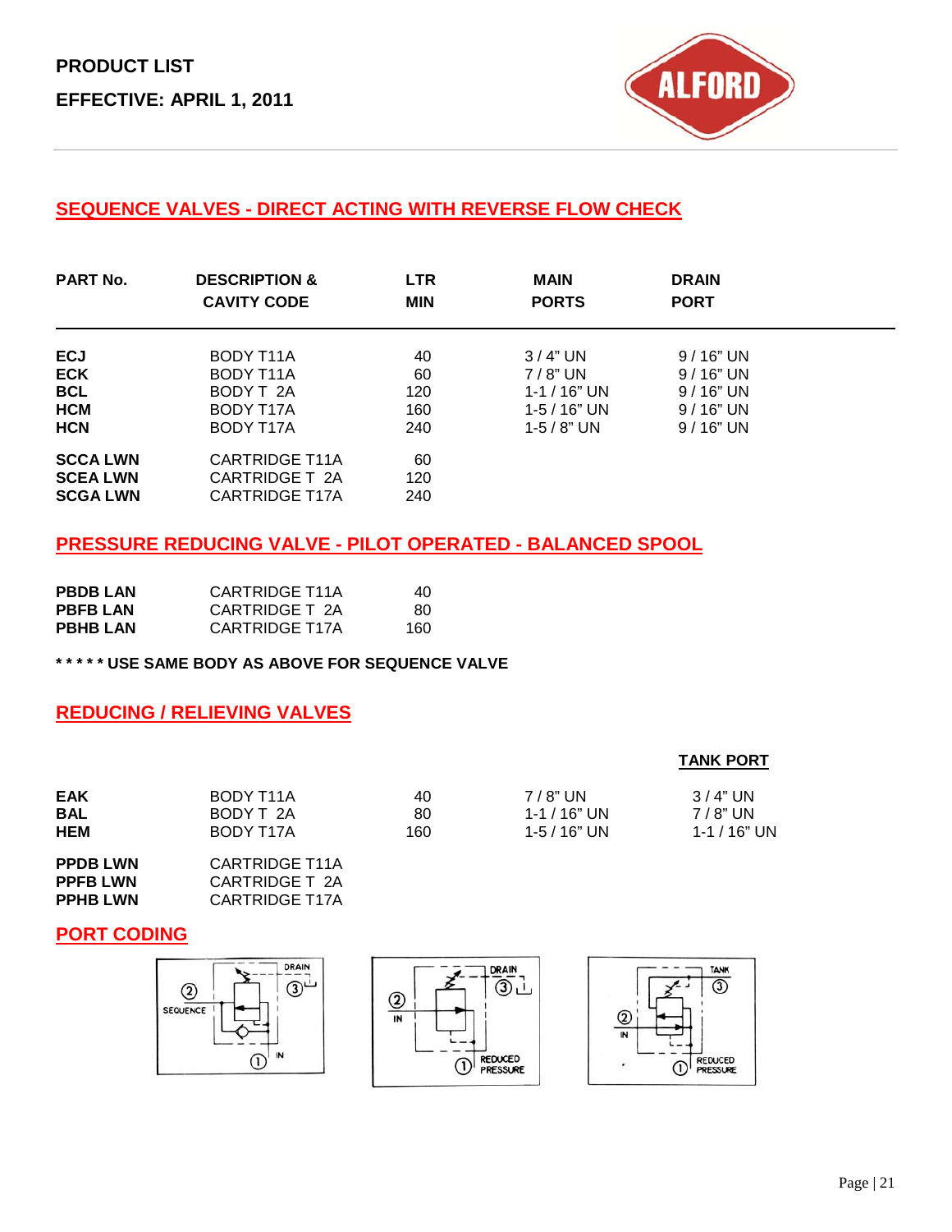**PRODUCT LIST**

**EFFECTIVE: APRIL 1, 2011**

## SEQUENCE VALVES - DIRECT ACTING WITH REVERSE FLOW CHECK

| PART No. | DESCRIPTION & CAVITY CODE | LTR MIN | MAIN PORTS | DRAIN PORT |
|---|---|---|---|---|
| **ECJ** | BODY T11A | 40 | 3 / 4" UN | 9 / 16" UN |
| **ECK** | BODY T11A | 60 | 7 / 8" UN | 9 / 16" UN |
| **BCL** | BODY T 2A | 120 | 1-1 / 16" UN | 9 / 16" UN |
| **HCM** | BODY T17A | 160 | 1-5 / 16" UN | 9 / 16" UN |
| **HCN** | BODY T17A | 240 | 1-5 / 8" UN | 9 / 16" UN |
| **SCCA LWN** | CARTRIDGE T11A | 60 | | |
| **SCEA LWN** | CARTRIDGE T 2A | 120 | | |
| **SCGA LWN** | CARTRIDGE T17A | 240 | | |

## PRESSURE REDUCING VALVE - PILOT OPERATED - BALANCED SPOOL

| | | |
|---|---|---|
| **PBDB LAN** | CARTRIDGE T11A | 40 |
| **PBFB LAN** | CARTRIDGE T 2A | 80 |
| **PBHB LAN** | CARTRIDGE T17A | 160 |

**\* \* \* \* \* USE SAME BODY AS ABOVE FOR SEQUENCE VALVE**

## REDUCING / RELIEVING VALVES

| | | | | TANK PORT |
|---|---|---|---|---|
| **EAK** | BODY T11A | 40 | 7 / 8" UN | 3 / 4" UN |
| **BAL** | BODY T 2A | 80 | 1-1 / 16" UN | 7 / 8" UN |
| **HEM** | BODY T17A | 160 | 1-5 / 16" UN | 1-1 / 16" UN |
| **PPDB LWN** | CARTRIDGE T11A | | | |
| **PPFB LWN** | CARTRIDGE T 2A | | | |
| **PPHB LWN** | CARTRIDGE T17A | | | |

## PORT CODING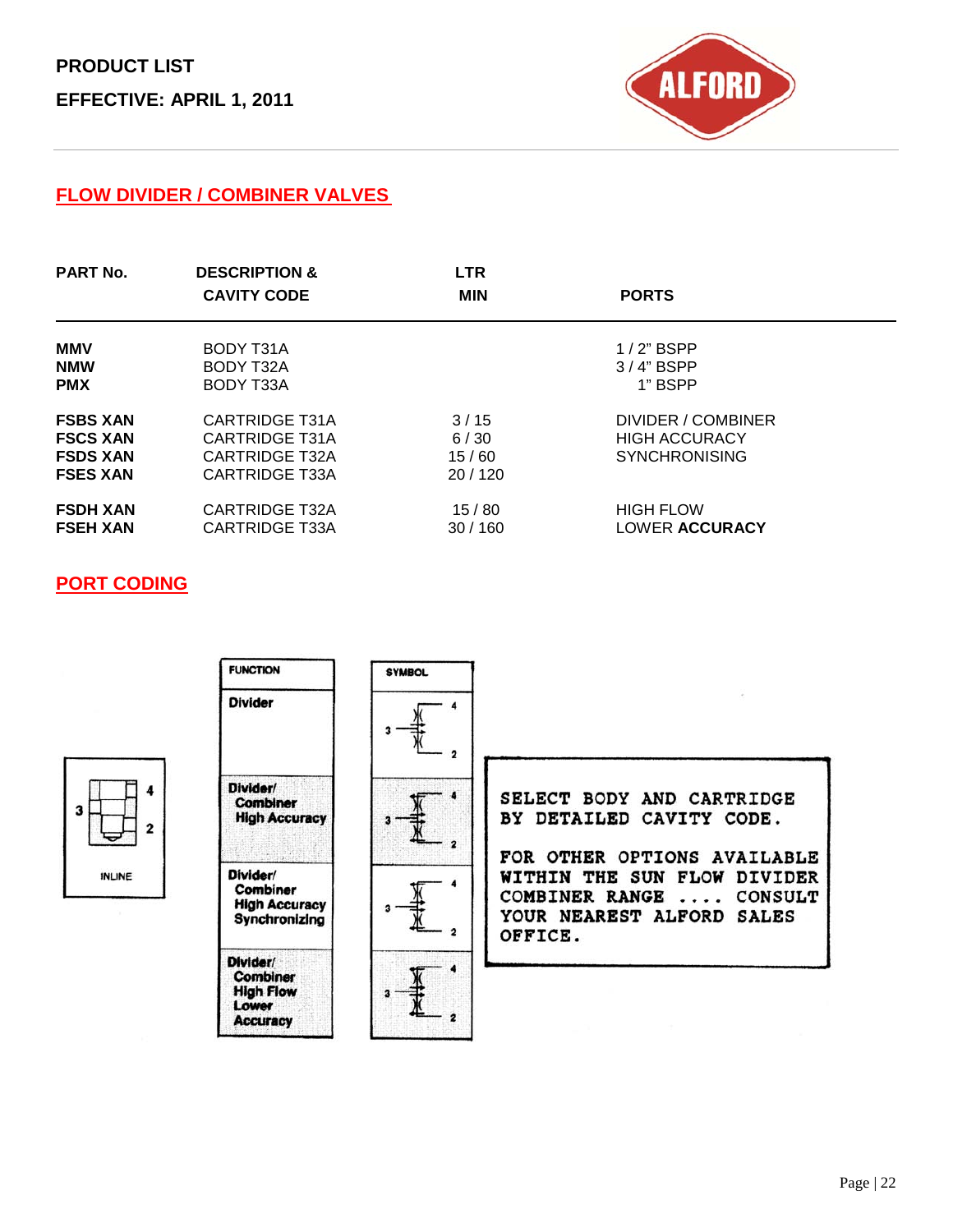PRODUCT LIST

EFFECTIVE: APRIL 1, 2011

## FLOW DIVIDER / COMBINER VALVES

| PART No. | DESCRIPTION & CAVITY CODE | LTR MIN | PORTS |
|---|---|---|---|
| **MMV** | BODY T31A | | 1 / 2" BSPP |
| **NMW** | BODY T32A | | 3 / 4" BSPP |
| **PMX** | BODY T33A | | 1" BSPP |
| **FSBS XAN** | CARTRIDGE T31A | 3 / 15 | DIVIDER / COMBINER |
| **FSCS XAN** | CARTRIDGE T31A | 6 / 30 | HIGH ACCURACY |
| **FSDS XAN** | CARTRIDGE T32A | 15 / 60 | SYNCHRONISING |
| **FSES XAN** | CARTRIDGE T33A | 20 / 120 | |
| **FSDH XAN** | CARTRIDGE T32A | 15 / 80 | HIGH FLOW |
| **FSEH XAN** | CARTRIDGE T33A | 30 / 160 | LOWER **ACCURACY** |

## PORT CODING

INLINE

| FUNCTION | SYMBOL |
|---|---|
| Divider | |
| Divider/ Combiner High Accuracy | |
| Divider/ Combiner High Accuracy Synchronizing | |
| Divider/ Combiner High Flow Lower Accuracy | |

SELECT BODY AND CARTRIDGE BY DETAILED CAVITY CODE.

FOR OTHER OPTIONS AVAILABLE WITHIN THE SUN FLOW DIVIDER COMBINER RANGE .... CONSULT YOUR NEAREST ALFORD SALES OFFICE.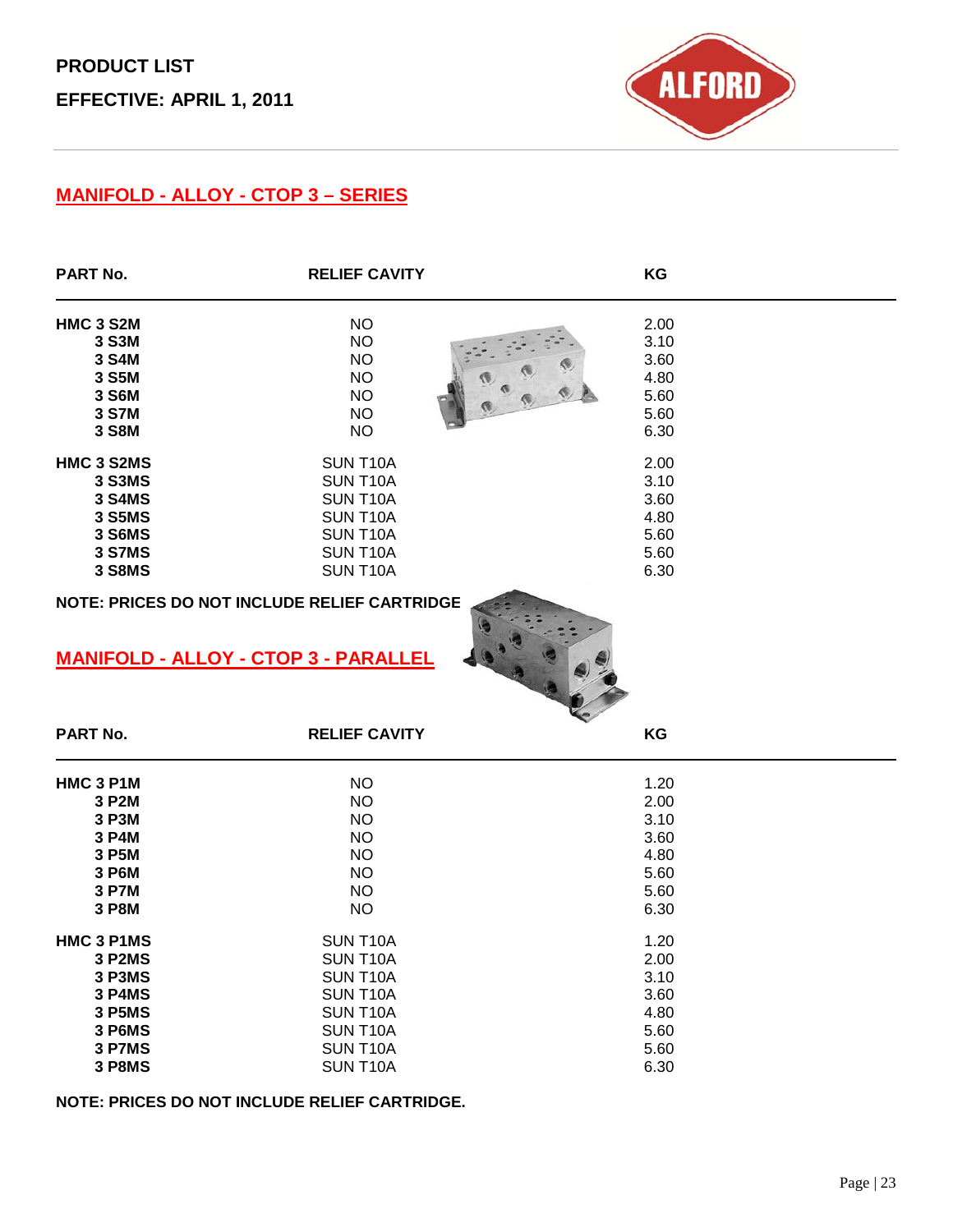**PRODUCT LIST**

**EFFECTIVE: APRIL 1, 2011**

## MANIFOLD - ALLOY - CTOP 3 – SERIES

| PART No. | RELIEF CAVITY | KG |
|---|---|---|
| **HMC 3 S2M** | NO | 2.00 |
| **3 S3M** | NO | 3.10 |
| **3 S4M** | NO | 3.60 |
| **3 S5M** | NO | 4.80 |
| **3 S6M** | NO | 5.60 |
| **3 S7M** | NO | 5.60 |
| **3 S8M** | NO | 6.30 |
| **HMC 3 S2MS** | SUN T10A | 2.00 |
| **3 S3MS** | SUN T10A | 3.10 |
| **3 S4MS** | SUN T10A | 3.60 |
| **3 S5MS** | SUN T10A | 4.80 |
| **3 S6MS** | SUN T10A | 5.60 |
| **3 S7MS** | SUN T10A | 5.60 |
| **3 S8MS** | SUN T10A | 6.30 |

**NOTE: PRICES DO NOT INCLUDE RELIEF CARTRIDGE**

## MANIFOLD - ALLOY - CTOP 3 - PARALLEL

| PART No. | RELIEF CAVITY | KG |
|---|---|---|
| **HMC 3 P1M** | NO | 1.20 |
| **3 P2M** | NO | 2.00 |
| **3 P3M** | NO | 3.10 |
| **3 P4M** | NO | 3.60 |
| **3 P5M** | NO | 4.80 |
| **3 P6M** | NO | 5.60 |
| **3 P7M** | NO | 5.60 |
| **3 P8M** | NO | 6.30 |
| **HMC 3 P1MS** | SUN T10A | 1.20 |
| **3 P2MS** | SUN T10A | 2.00 |
| **3 P3MS** | SUN T10A | 3.10 |
| **3 P4MS** | SUN T10A | 3.60 |
| **3 P5MS** | SUN T10A | 4.80 |
| **3 P6MS** | SUN T10A | 5.60 |
| **3 P7MS** | SUN T10A | 5.60 |
| **3 P8MS** | SUN T10A | 6.30 |

**NOTE: PRICES DO NOT INCLUDE RELIEF CARTRIDGE.**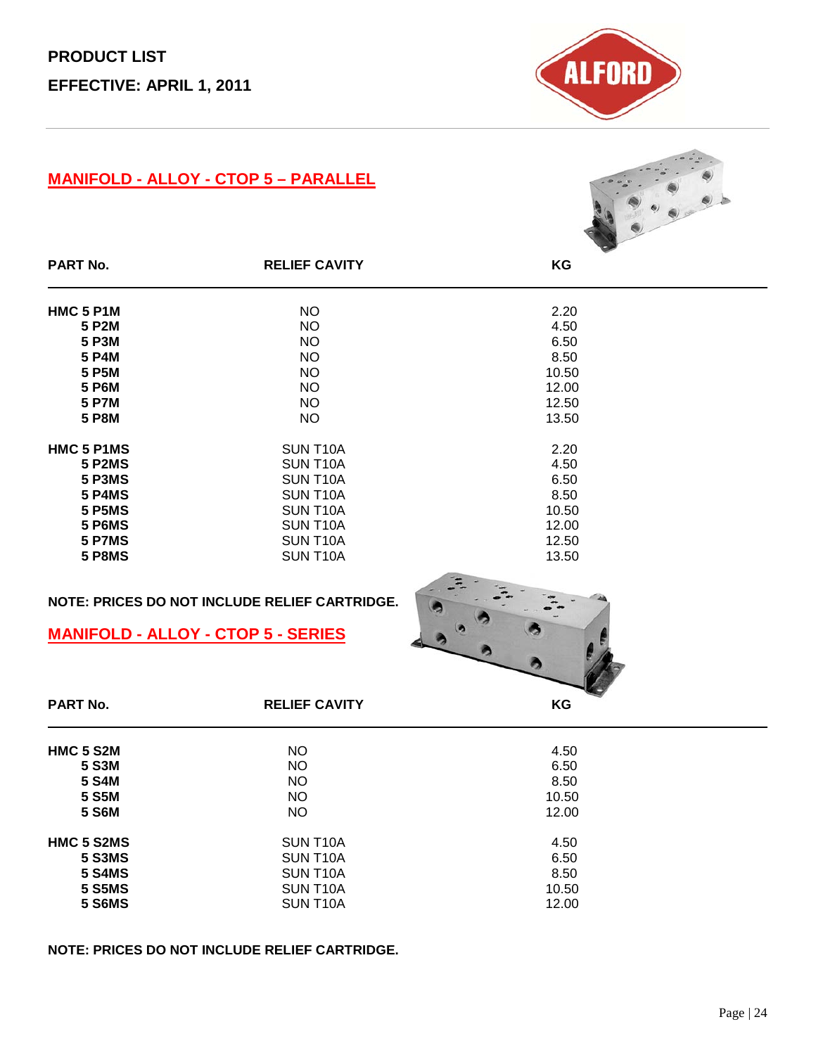**PRODUCT LIST**

**EFFECTIVE: APRIL 1, 2011**

## MANIFOLD - ALLOY - CTOP 5 – PARALLEL

| PART No. | RELIEF CAVITY | KG |
|---|---|---|
| **HMC 5 P1M** | NO | 2.20 |
| **5 P2M** | NO | 4.50 |
| **5 P3M** | NO | 6.50 |
| **5 P4M** | NO | 8.50 |
| **5 P5M** | NO | 10.50 |
| **5 P6M** | NO | 12.00 |
| **5 P7M** | NO | 12.50 |
| **5 P8M** | NO | 13.50 |
| **HMC 5 P1MS** | SUN T10A | 2.20 |
| **5 P2MS** | SUN T10A | 4.50 |
| **5 P3MS** | SUN T10A | 6.50 |
| **5 P4MS** | SUN T10A | 8.50 |
| **5 P5MS** | SUN T10A | 10.50 |
| **5 P6MS** | SUN T10A | 12.00 |
| **5 P7MS** | SUN T10A | 12.50 |
| **5 P8MS** | SUN T10A | 13.50 |

**NOTE: PRICES DO NOT INCLUDE RELIEF CARTRIDGE.**

## MANIFOLD - ALLOY - CTOP 5 - SERIES

| PART No. | RELIEF CAVITY | KG |
|---|---|---|
| **HMC 5 S2M** | NO | 4.50 |
| **5 S3M** | NO | 6.50 |
| **5 S4M** | NO | 8.50 |
| **5 S5M** | NO | 10.50 |
| **5 S6M** | NO | 12.00 |
| **HMC 5 S2MS** | SUN T10A | 4.50 |
| **5 S3MS** | SUN T10A | 6.50 |
| **5 S4MS** | SUN T10A | 8.50 |
| **5 S5MS** | SUN T10A | 10.50 |
| **5 S6MS** | SUN T10A | 12.00 |

**NOTE: PRICES DO NOT INCLUDE RELIEF CARTRIDGE.**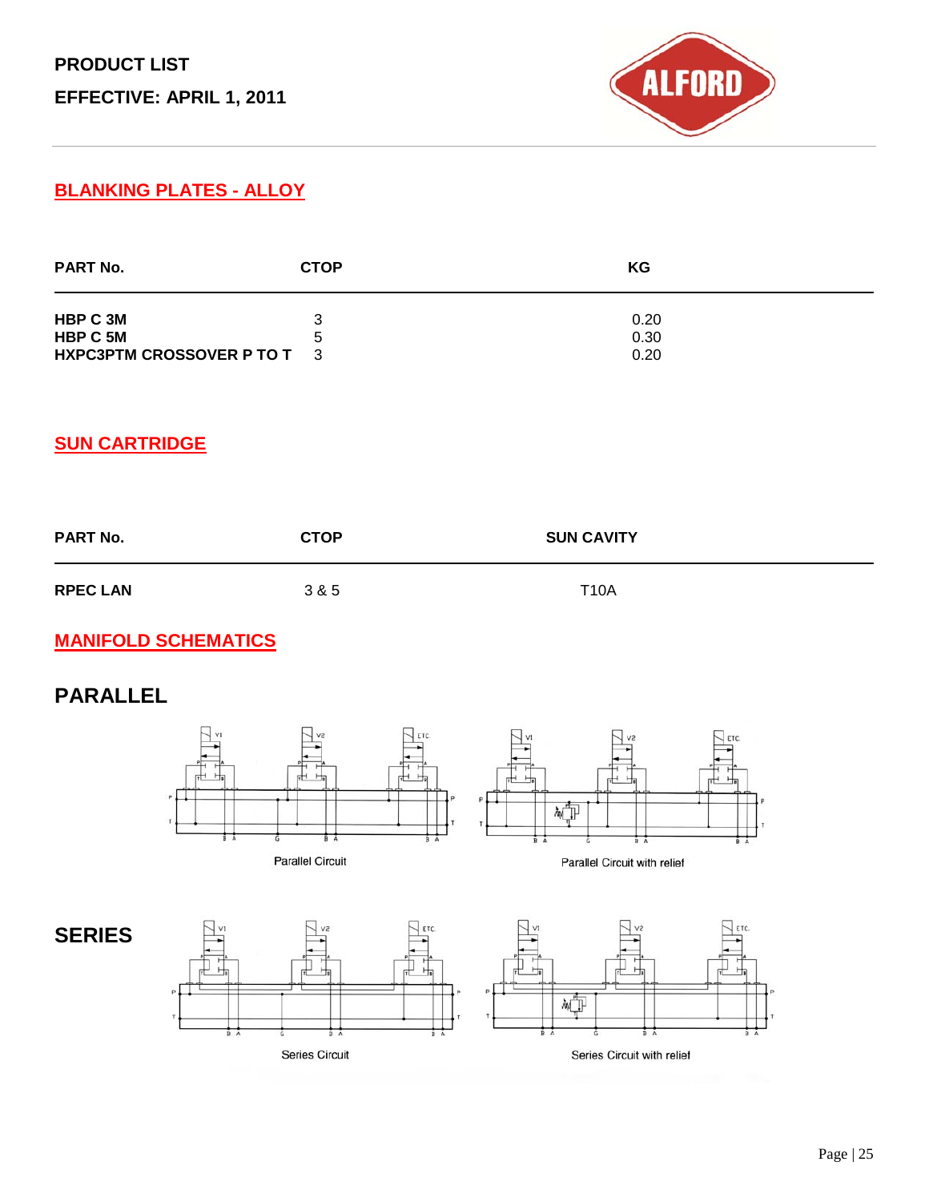PRODUCT LIST

EFFECTIVE: APRIL 1, 2011

## BLANKING PLATES - ALLOY

| PART No. | CTOP | KG |
|---|---|---|
| HBP C 3M | 3 | 0.20 |
| HBP C 5M | 5 | 0.30 |
| HXPC3PTM CROSSOVER P TO T | 3 | 0.20 |

## SUN CARTRIDGE

| PART No. | CTOP | SUN CAVITY |
|---|---|---|
| RPEC LAN | 3 & 5 | T10A |

## MANIFOLD SCHEMATICS

### PARALLEL

V1
V2
ETC.
P
T
B A
G

Parallel Circuit

Parallel Circuit with relief

### SERIES

V1
V2
ETC.
P
T
B A
G

Series Circuit

Series Circuit with relief